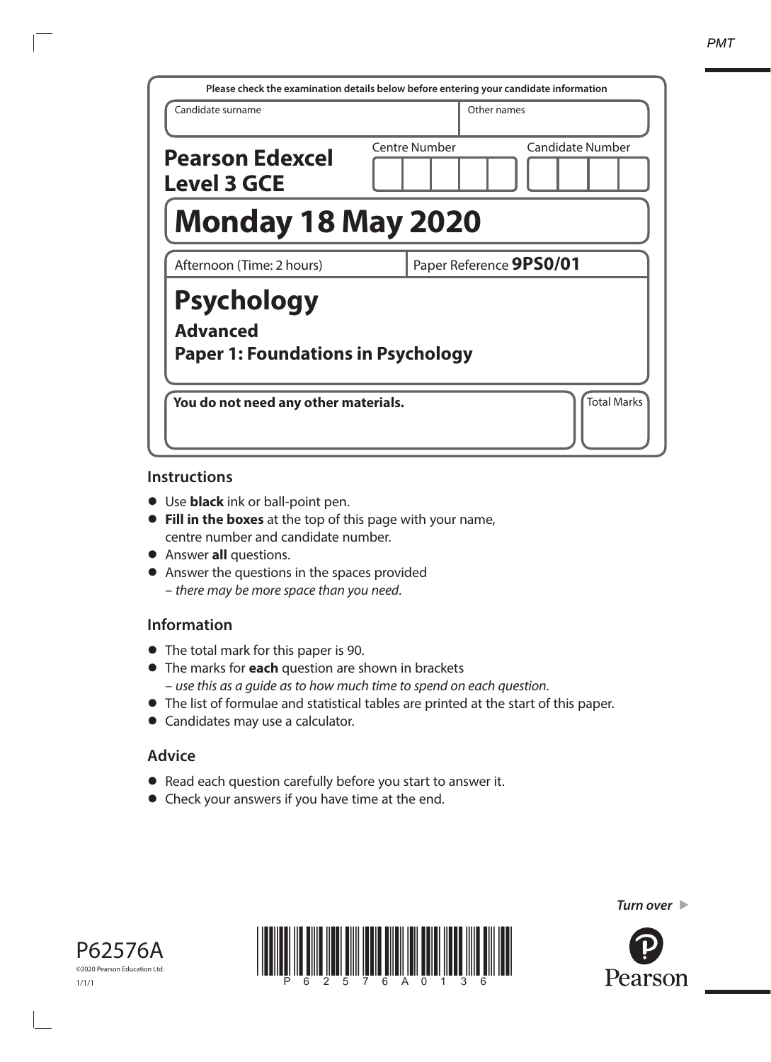Please check the examination details below before entering your candidate information

| Candidate surname | Other names |
|---|---|
| | |

**Pearson Edexcel Level 3 GCE**

Centre Number | Candidate Number

# Monday 18 May 2020

Afternoon (Time: 2 hours) | Paper Reference **9PS0/01**

# Psychology

## Advanced

## Paper 1: Foundations in Psychology

**You do not need any other materials.**

Total Marks

## Instructions

- Use **black** ink or ball-point pen.
- **Fill in the boxes** at the top of this page with your name, centre number and candidate number.
- Answer **all** questions.
- Answer the questions in the spaces provided – *there may be more space than you need*.

## Information

- The total mark for this paper is 90.
- The marks for **each** question are shown in brackets – *use this as a guide as to how much time to spend on each question*.
- The list of formulae and statistical tables are printed at the start of this paper.
- Candidates may use a calculator.

## Advice

- Read each question carefully before you start to answer it.
- Check your answers if you have time at the end.

P62576A

©2020 Pearson Education Ltd.

1/1/1

*Turn over*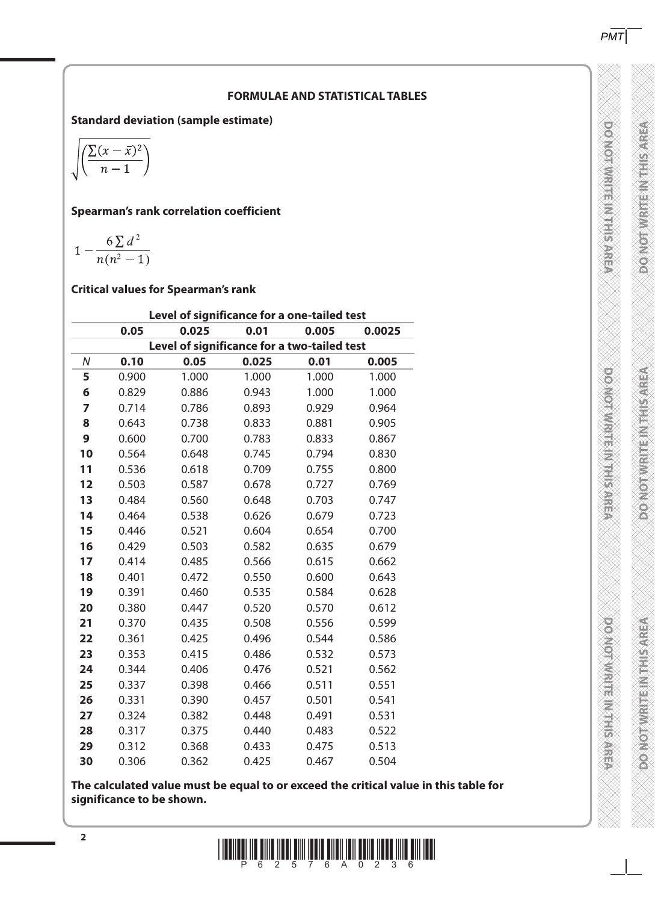## FORMULAE AND STATISTICAL TABLES

**Standard deviation (sample estimate)**

$$\sqrt{\left(\frac{\sum(x-\bar{x})^2}{n-1}\right)}$$

**Spearman's rank correlation coefficient**

$$1-\frac{6\sum d^2}{n(n^2-1)}$$

**Critical values for Spearman's rank**

| | Level of significance for a one-tailed test | | | | |
|---|---|---|---|---|---|
| | 0.05 | 0.025 | 0.01 | 0.005 | 0.0025 |
| | Level of significance for a two-tailed test | | | | |
| $N$ | 0.10 | 0.05 | 0.025 | 0.01 | 0.005 |
| 5 | 0.900 | 1.000 | 1.000 | 1.000 | 1.000 |
| 6 | 0.829 | 0.886 | 0.943 | 1.000 | 1.000 |
| 7 | 0.714 | 0.786 | 0.893 | 0.929 | 0.964 |
| 8 | 0.643 | 0.738 | 0.833 | 0.881 | 0.905 |
| 9 | 0.600 | 0.700 | 0.783 | 0.833 | 0.867 |
| 10 | 0.564 | 0.648 | 0.745 | 0.794 | 0.830 |
| 11 | 0.536 | 0.618 | 0.709 | 0.755 | 0.800 |
| 12 | 0.503 | 0.587 | 0.678 | 0.727 | 0.769 |
| 13 | 0.484 | 0.560 | 0.648 | 0.703 | 0.747 |
| 14 | 0.464 | 0.538 | 0.626 | 0.679 | 0.723 |
| 15 | 0.446 | 0.521 | 0.604 | 0.654 | 0.700 |
| 16 | 0.429 | 0.503 | 0.582 | 0.635 | 0.679 |
| 17 | 0.414 | 0.485 | 0.566 | 0.615 | 0.662 |
| 18 | 0.401 | 0.472 | 0.550 | 0.600 | 0.643 |
| 19 | 0.391 | 0.460 | 0.535 | 0.584 | 0.628 |
| 20 | 0.380 | 0.447 | 0.520 | 0.570 | 0.612 |
| 21 | 0.370 | 0.435 | 0.508 | 0.556 | 0.599 |
| 22 | 0.361 | 0.425 | 0.496 | 0.544 | 0.586 |
| 23 | 0.353 | 0.415 | 0.486 | 0.532 | 0.573 |
| 24 | 0.344 | 0.406 | 0.476 | 0.521 | 0.562 |
| 25 | 0.337 | 0.398 | 0.466 | 0.511 | 0.551 |
| 26 | 0.331 | 0.390 | 0.457 | 0.501 | 0.541 |
| 27 | 0.324 | 0.382 | 0.448 | 0.491 | 0.531 |
| 28 | 0.317 | 0.375 | 0.440 | 0.483 | 0.522 |
| 29 | 0.312 | 0.368 | 0.433 | 0.475 | 0.513 |
| 30 | 0.306 | 0.362 | 0.425 | 0.467 | 0.504 |

**The calculated value must be equal to or exceed the critical value in this table for significance to be shown.**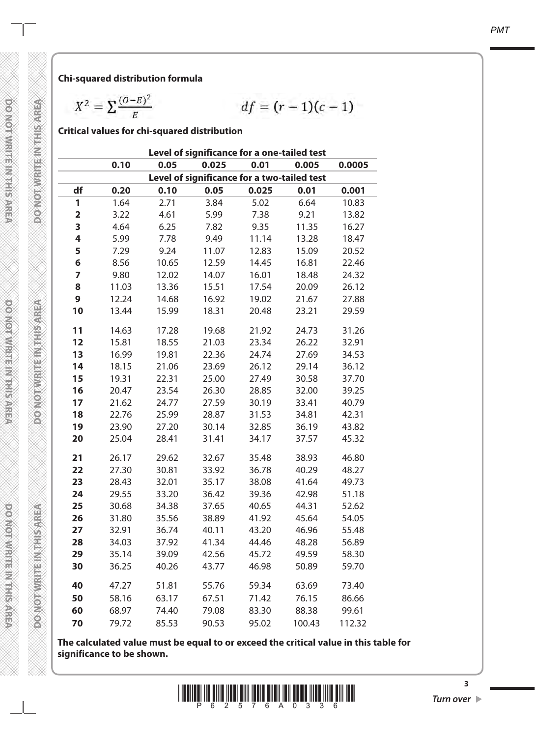**Chi-squared distribution formula**

$$X^2 = \sum \frac{(O-E)^2}{E} \qquad df = (r-1)(c-1)$$

**Critical values for chi-squared distribution**

| | Level of significance for a one-tailed test | | | | | |
|---|---|---|---|---|---|---|
| | **0.10** | **0.05** | **0.025** | **0.01** | **0.005** | **0.0005** |
| | Level of significance for a two-tailed test | | | | | |
| **df** | **0.20** | **0.10** | **0.05** | **0.025** | **0.01** | **0.001** |
| **1** | 1.64 | 2.71 | 3.84 | 5.02 | 6.64 | 10.83 |
| **2** | 3.22 | 4.61 | 5.99 | 7.38 | 9.21 | 13.82 |
| **3** | 4.64 | 6.25 | 7.82 | 9.35 | 11.35 | 16.27 |
| **4** | 5.99 | 7.78 | 9.49 | 11.14 | 13.28 | 18.47 |
| **5** | 7.29 | 9.24 | 11.07 | 12.83 | 15.09 | 20.52 |
| **6** | 8.56 | 10.65 | 12.59 | 14.45 | 16.81 | 22.46 |
| **7** | 9.80 | 12.02 | 14.07 | 16.01 | 18.48 | 24.32 |
| **8** | 11.03 | 13.36 | 15.51 | 17.54 | 20.09 | 26.12 |
| **9** | 12.24 | 14.68 | 16.92 | 19.02 | 21.67 | 27.88 |
| **10** | 13.44 | 15.99 | 18.31 | 20.48 | 23.21 | 29.59 |
| **11** | 14.63 | 17.28 | 19.68 | 21.92 | 24.73 | 31.26 |
| **12** | 15.81 | 18.55 | 21.03 | 23.34 | 26.22 | 32.91 |
| **13** | 16.99 | 19.81 | 22.36 | 24.74 | 27.69 | 34.53 |
| **14** | 18.15 | 21.06 | 23.69 | 26.12 | 29.14 | 36.12 |
| **15** | 19.31 | 22.31 | 25.00 | 27.49 | 30.58 | 37.70 |
| **16** | 20.47 | 23.54 | 26.30 | 28.85 | 32.00 | 39.25 |
| **17** | 21.62 | 24.77 | 27.59 | 30.19 | 33.41 | 40.79 |
| **18** | 22.76 | 25.99 | 28.87 | 31.53 | 34.81 | 42.31 |
| **19** | 23.90 | 27.20 | 30.14 | 32.85 | 36.19 | 43.82 |
| **20** | 25.04 | 28.41 | 31.41 | 34.17 | 37.57 | 45.32 |
| **21** | 26.17 | 29.62 | 32.67 | 35.48 | 38.93 | 46.80 |
| **22** | 27.30 | 30.81 | 33.92 | 36.78 | 40.29 | 48.27 |
| **23** | 28.43 | 32.01 | 35.17 | 38.08 | 41.64 | 49.73 |
| **24** | 29.55 | 33.20 | 36.42 | 39.36 | 42.98 | 51.18 |
| **25** | 30.68 | 34.38 | 37.65 | 40.65 | 44.31 | 52.62 |
| **26** | 31.80 | 35.56 | 38.89 | 41.92 | 45.64 | 54.05 |
| **27** | 32.91 | 36.74 | 40.11 | 43.20 | 46.96 | 55.48 |
| **28** | 34.03 | 37.92 | 41.34 | 44.46 | 48.28 | 56.89 |
| **29** | 35.14 | 39.09 | 42.56 | 45.72 | 49.59 | 58.30 |
| **30** | 36.25 | 40.26 | 43.77 | 46.98 | 50.89 | 59.70 |
| **40** | 47.27 | 51.81 | 55.76 | 59.34 | 63.69 | 73.40 |
| **50** | 58.16 | 63.17 | 67.51 | 71.42 | 76.15 | 86.66 |
| **60** | 68.97 | 74.40 | 79.08 | 83.30 | 88.38 | 99.61 |
| **70** | 79.72 | 85.53 | 90.53 | 95.02 | 100.43 | 112.32 |

**The calculated value must be equal to or exceed the critical value in this table for significance to be shown.**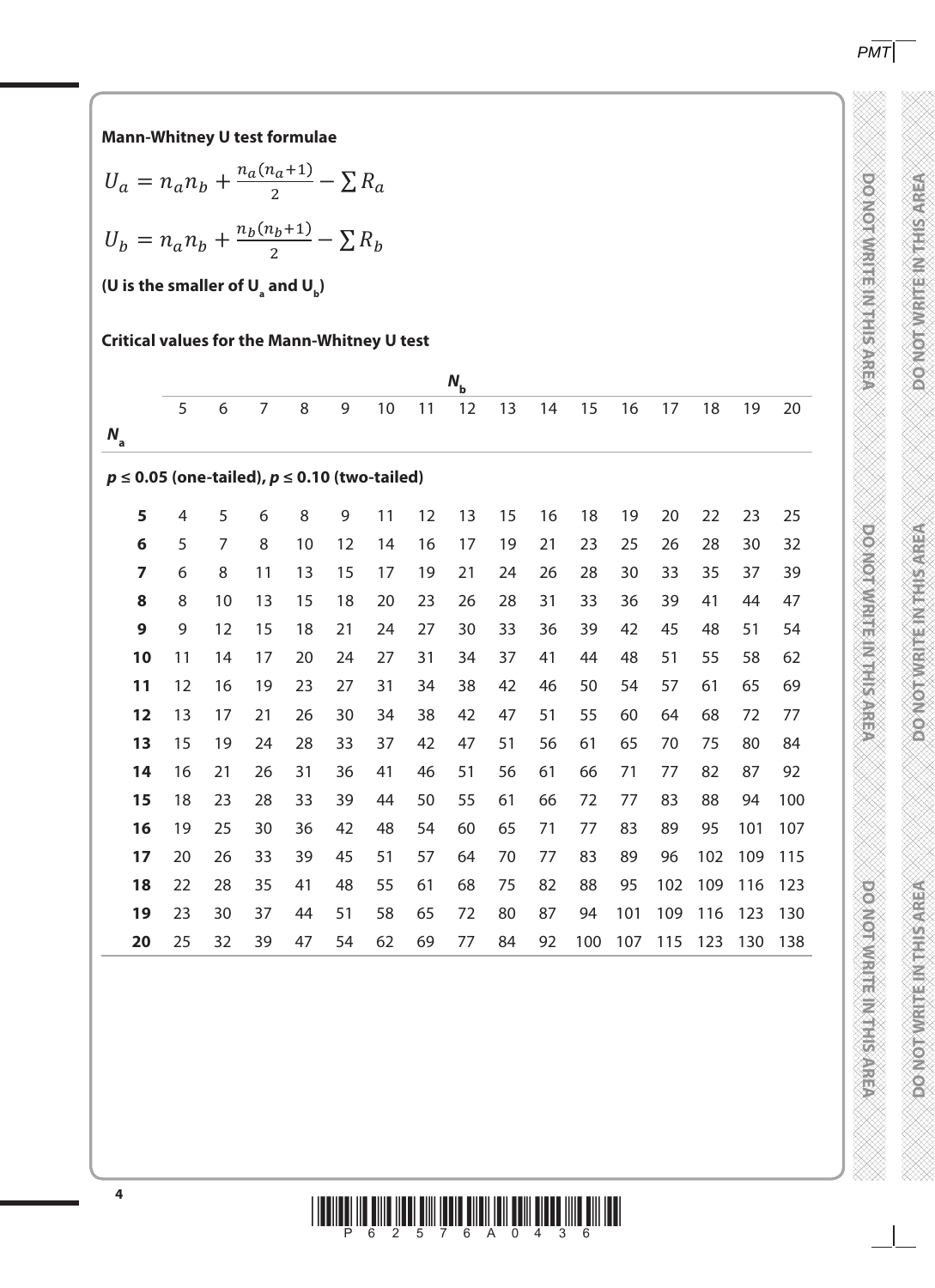**Mann-Whitney U test formulae**

$$U_a = n_a n_b + \frac{n_a(n_a+1)}{2} - \sum R_a$$

$$U_b = n_a n_b + \frac{n_b(n_b+1)}{2} - \sum R_b$$

**(U is the smaller of $U_a$ and $U_b$)**

**Critical values for the Mann-Whitney U test**

| $N_a$ \ $N_b$ | 5 | 6 | 7 | 8 | 9 | 10 | 11 | 12 | 13 | 14 | 15 | 16 | 17 | 18 | 19 | 20 |
|---|---|---|---|---|---|---|---|---|---|---|---|---|---|---|---|---|
| ***p* ≤ 0.05 (one-tailed), *p* ≤ 0.10 (two-tailed)** | | | | | | | | | | | | | | | | |
| **5** | 4 | 5 | 6 | 8 | 9 | 11 | 12 | 13 | 15 | 16 | 18 | 19 | 20 | 22 | 23 | 25 |
| **6** | 5 | 7 | 8 | 10 | 12 | 14 | 16 | 17 | 19 | 21 | 23 | 25 | 26 | 28 | 30 | 32 |
| **7** | 6 | 8 | 11 | 13 | 15 | 17 | 19 | 21 | 24 | 26 | 28 | 30 | 33 | 35 | 37 | 39 |
| **8** | 8 | 10 | 13 | 15 | 18 | 20 | 23 | 26 | 28 | 31 | 33 | 36 | 39 | 41 | 44 | 47 |
| **9** | 9 | 12 | 15 | 18 | 21 | 24 | 27 | 30 | 33 | 36 | 39 | 42 | 45 | 48 | 51 | 54 |
| **10** | 11 | 14 | 17 | 20 | 24 | 27 | 31 | 34 | 37 | 41 | 44 | 48 | 51 | 55 | 58 | 62 |
| **11** | 12 | 16 | 19 | 23 | 27 | 31 | 34 | 38 | 42 | 46 | 50 | 54 | 57 | 61 | 65 | 69 |
| **12** | 13 | 17 | 21 | 26 | 30 | 34 | 38 | 42 | 47 | 51 | 55 | 60 | 64 | 68 | 72 | 77 |
| **13** | 15 | 19 | 24 | 28 | 33 | 37 | 42 | 47 | 51 | 56 | 61 | 65 | 70 | 75 | 80 | 84 |
| **14** | 16 | 21 | 26 | 31 | 36 | 41 | 46 | 51 | 56 | 61 | 66 | 71 | 77 | 82 | 87 | 92 |
| **15** | 18 | 23 | 28 | 33 | 39 | 44 | 50 | 55 | 61 | 66 | 72 | 77 | 83 | 88 | 94 | 100 |
| **16** | 19 | 25 | 30 | 36 | 42 | 48 | 54 | 60 | 65 | 71 | 77 | 83 | 89 | 95 | 101 | 107 |
| **17** | 20 | 26 | 33 | 39 | 45 | 51 | 57 | 64 | 70 | 77 | 83 | 89 | 96 | 102 | 109 | 115 |
| **18** | 22 | 28 | 35 | 41 | 48 | 55 | 61 | 68 | 75 | 82 | 88 | 95 | 102 | 109 | 116 | 123 |
| **19** | 23 | 30 | 37 | 44 | 51 | 58 | 65 | 72 | 80 | 87 | 94 | 101 | 109 | 116 | 123 | 130 |
| **20** | 25 | 32 | 39 | 47 | 54 | 62 | 69 | 77 | 84 | 92 | 100 | 107 | 115 | 123 | 130 | 138 |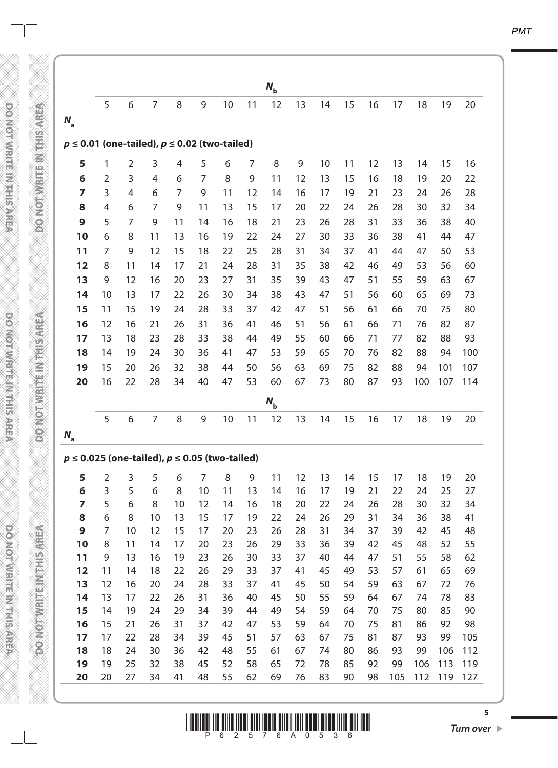| | | | | | | | | $N_b$ | | | | | | | | |
|---|---|---|---|---|---|---|---|---|---|---|---|---|---|---|---|---|
| $N_a$ | 5 | 6 | 7 | 8 | 9 | 10 | 11 | 12 | 13 | 14 | 15 | 16 | 17 | 18 | 19 | 20 |
| **$p \leq 0.01$ (one-tailed), $p \leq 0.02$ (two-tailed)** | | | | | | | | | | | | | | | | |
| **5** | 1 | 2 | 3 | 4 | 5 | 6 | 7 | 8 | 9 | 10 | 11 | 12 | 13 | 14 | 15 | 16 |
| **6** | 2 | 3 | 4 | 6 | 7 | 8 | 9 | 11 | 12 | 13 | 15 | 16 | 18 | 19 | 20 | 22 |
| **7** | 3 | 4 | 6 | 7 | 9 | 11 | 12 | 14 | 16 | 17 | 19 | 21 | 23 | 24 | 26 | 28 |
| **8** | 4 | 6 | 7 | 9 | 11 | 13 | 15 | 17 | 20 | 22 | 24 | 26 | 28 | 30 | 32 | 34 |
| **9** | 5 | 7 | 9 | 11 | 14 | 16 | 18 | 21 | 23 | 26 | 28 | 31 | 33 | 36 | 38 | 40 |
| **10** | 6 | 8 | 11 | 13 | 16 | 19 | 22 | 24 | 27 | 30 | 33 | 36 | 38 | 41 | 44 | 47 |
| **11** | 7 | 9 | 12 | 15 | 18 | 22 | 25 | 28 | 31 | 34 | 37 | 41 | 44 | 47 | 50 | 53 |
| **12** | 8 | 11 | 14 | 17 | 21 | 24 | 28 | 31 | 35 | 38 | 42 | 46 | 49 | 53 | 56 | 60 |
| **13** | 9 | 12 | 16 | 20 | 23 | 27 | 31 | 35 | 39 | 43 | 47 | 51 | 55 | 59 | 63 | 67 |
| **14** | 10 | 13 | 17 | 22 | 26 | 30 | 34 | 38 | 43 | 47 | 51 | 56 | 60 | 65 | 69 | 73 |
| **15** | 11 | 15 | 19 | 24 | 28 | 33 | 37 | 42 | 47 | 51 | 56 | 61 | 66 | 70 | 75 | 80 |
| **16** | 12 | 16 | 21 | 26 | 31 | 36 | 41 | 46 | 51 | 56 | 61 | 66 | 71 | 76 | 82 | 87 |
| **17** | 13 | 18 | 23 | 28 | 33 | 38 | 44 | 49 | 55 | 60 | 66 | 71 | 77 | 82 | 88 | 93 |
| **18** | 14 | 19 | 24 | 30 | 36 | 41 | 47 | 53 | 59 | 65 | 70 | 76 | 82 | 88 | 94 | 100 |
| **19** | 15 | 20 | 26 | 32 | 38 | 44 | 50 | 56 | 63 | 69 | 75 | 82 | 88 | 94 | 101 | 107 |
| **20** | 16 | 22 | 28 | 34 | 40 | 47 | 53 | 60 | 67 | 73 | 80 | 87 | 93 | 100 | 107 | 114 |

| | | | | | | | | $N_b$ | | | | | | | | |
|---|---|---|---|---|---|---|---|---|---|---|---|---|---|---|---|---|
| $N_a$ | 5 | 6 | 7 | 8 | 9 | 10 | 11 | 12 | 13 | 14 | 15 | 16 | 17 | 18 | 19 | 20 |
| **$p \leq 0.025$ (one-tailed), $p \leq 0.05$ (two-tailed)** | | | | | | | | | | | | | | | | |
| **5** | 2 | 3 | 5 | 6 | 7 | 8 | 9 | 11 | 12 | 13 | 14 | 15 | 17 | 18 | 19 | 20 |
| **6** | 3 | 5 | 6 | 8 | 10 | 11 | 13 | 14 | 16 | 17 | 19 | 21 | 22 | 24 | 25 | 27 |
| **7** | 5 | 6 | 8 | 10 | 12 | 14 | 16 | 18 | 20 | 22 | 24 | 26 | 28 | 30 | 32 | 34 |
| **8** | 6 | 8 | 10 | 13 | 15 | 17 | 19 | 22 | 24 | 26 | 29 | 31 | 34 | 36 | 38 | 41 |
| **9** | 7 | 10 | 12 | 15 | 17 | 20 | 23 | 26 | 28 | 31 | 34 | 37 | 39 | 42 | 45 | 48 |
| **10** | 8 | 11 | 14 | 17 | 20 | 23 | 26 | 29 | 33 | 36 | 39 | 42 | 45 | 48 | 52 | 55 |
| **11** | 9 | 13 | 16 | 19 | 23 | 26 | 30 | 33 | 37 | 40 | 44 | 47 | 51 | 55 | 58 | 62 |
| **12** | 11 | 14 | 18 | 22 | 26 | 29 | 33 | 37 | 41 | 45 | 49 | 53 | 57 | 61 | 65 | 69 |
| **13** | 12 | 16 | 20 | 24 | 28 | 33 | 37 | 41 | 45 | 50 | 54 | 59 | 63 | 67 | 72 | 76 |
| **14** | 13 | 17 | 22 | 26 | 31 | 36 | 40 | 45 | 50 | 55 | 59 | 64 | 67 | 74 | 78 | 83 |
| **15** | 14 | 19 | 24 | 29 | 34 | 39 | 44 | 49 | 54 | 59 | 64 | 70 | 75 | 80 | 85 | 90 |
| **16** | 15 | 21 | 26 | 31 | 37 | 42 | 47 | 53 | 59 | 64 | 70 | 75 | 81 | 86 | 92 | 98 |
| **17** | 17 | 22 | 28 | 34 | 39 | 45 | 51 | 57 | 63 | 67 | 75 | 81 | 87 | 93 | 99 | 105 |
| **18** | 18 | 24 | 30 | 36 | 42 | 48 | 55 | 61 | 67 | 74 | 80 | 86 | 93 | 99 | 106 | 112 |
| **19** | 19 | 25 | 32 | 38 | 45 | 52 | 58 | 65 | 72 | 78 | 85 | 92 | 99 | 106 | 113 | 119 |
| **20** | 20 | 27 | 34 | 41 | 48 | 55 | 62 | 69 | 76 | 83 | 90 | 98 | 105 | 112 | 119 | 127 |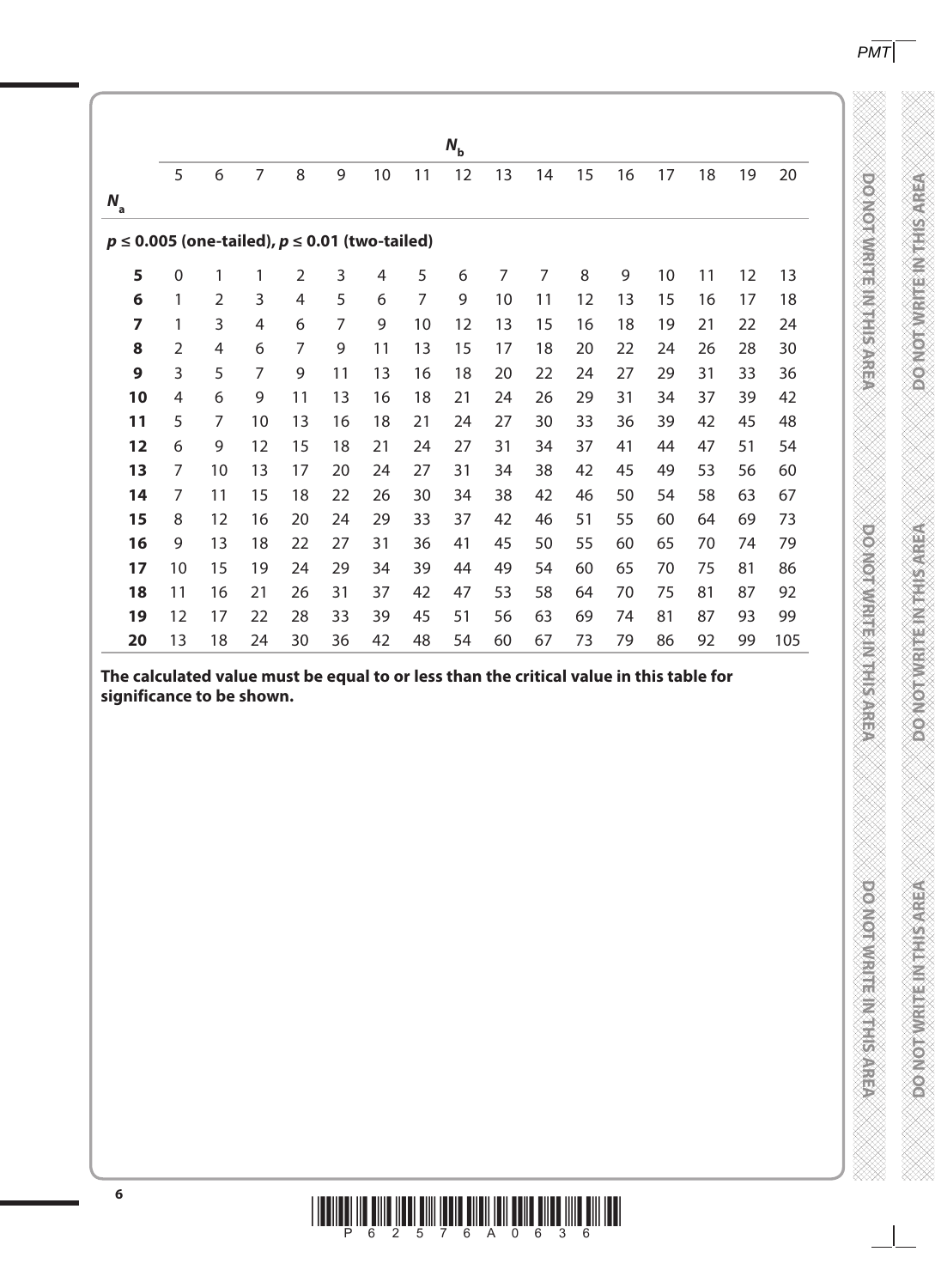| | $N_b$ | | | | | | | | | | | | | | | |
|---|---|---|---|---|---|---|---|---|---|---|---|---|---|---|---|---|
| $N_a$ | 5 | 6 | 7 | 8 | 9 | 10 | 11 | 12 | 13 | 14 | 15 | 16 | 17 | 18 | 19 | 20 |
| **$p \leq 0.005$ (one-tailed), $p \leq 0.01$ (two-tailed)** | | | | | | | | | | | | | | | | |
| **5** | 0 | 1 | 1 | 2 | 3 | 4 | 5 | 6 | 7 | 7 | 8 | 9 | 10 | 11 | 12 | 13 |
| **6** | 1 | 2 | 3 | 4 | 5 | 6 | 7 | 9 | 10 | 11 | 12 | 13 | 15 | 16 | 17 | 18 |
| **7** | 1 | 3 | 4 | 6 | 7 | 9 | 10 | 12 | 13 | 15 | 16 | 18 | 19 | 21 | 22 | 24 |
| **8** | 2 | 4 | 6 | 7 | 9 | 11 | 13 | 15 | 17 | 18 | 20 | 22 | 24 | 26 | 28 | 30 |
| **9** | 3 | 5 | 7 | 9 | 11 | 13 | 16 | 18 | 20 | 22 | 24 | 27 | 29 | 31 | 33 | 36 |
| **10** | 4 | 6 | 9 | 11 | 13 | 16 | 18 | 21 | 24 | 26 | 29 | 31 | 34 | 37 | 39 | 42 |
| **11** | 5 | 7 | 10 | 13 | 16 | 18 | 21 | 24 | 27 | 30 | 33 | 36 | 39 | 42 | 45 | 48 |
| **12** | 6 | 9 | 12 | 15 | 18 | 21 | 24 | 27 | 31 | 34 | 37 | 41 | 44 | 47 | 51 | 54 |
| **13** | 7 | 10 | 13 | 17 | 20 | 24 | 27 | 31 | 34 | 38 | 42 | 45 | 49 | 53 | 56 | 60 |
| **14** | 7 | 11 | 15 | 18 | 22 | 26 | 30 | 34 | 38 | 42 | 46 | 50 | 54 | 58 | 63 | 67 |
| **15** | 8 | 12 | 16 | 20 | 24 | 29 | 33 | 37 | 42 | 46 | 51 | 55 | 60 | 64 | 69 | 73 |
| **16** | 9 | 13 | 18 | 22 | 27 | 31 | 36 | 41 | 45 | 50 | 55 | 60 | 65 | 70 | 74 | 79 |
| **17** | 10 | 15 | 19 | 24 | 29 | 34 | 39 | 44 | 49 | 54 | 60 | 65 | 70 | 75 | 81 | 86 |
| **18** | 11 | 16 | 21 | 26 | 31 | 37 | 42 | 47 | 53 | 58 | 64 | 70 | 75 | 81 | 87 | 92 |
| **19** | 12 | 17 | 22 | 28 | 33 | 39 | 45 | 51 | 56 | 63 | 69 | 74 | 81 | 87 | 93 | 99 |
| **20** | 13 | 18 | 24 | 30 | 36 | 42 | 48 | 54 | 60 | 67 | 73 | 79 | 86 | 92 | 99 | 105 |

**The calculated value must be equal to or less than the critical value in this table for significance to be shown.**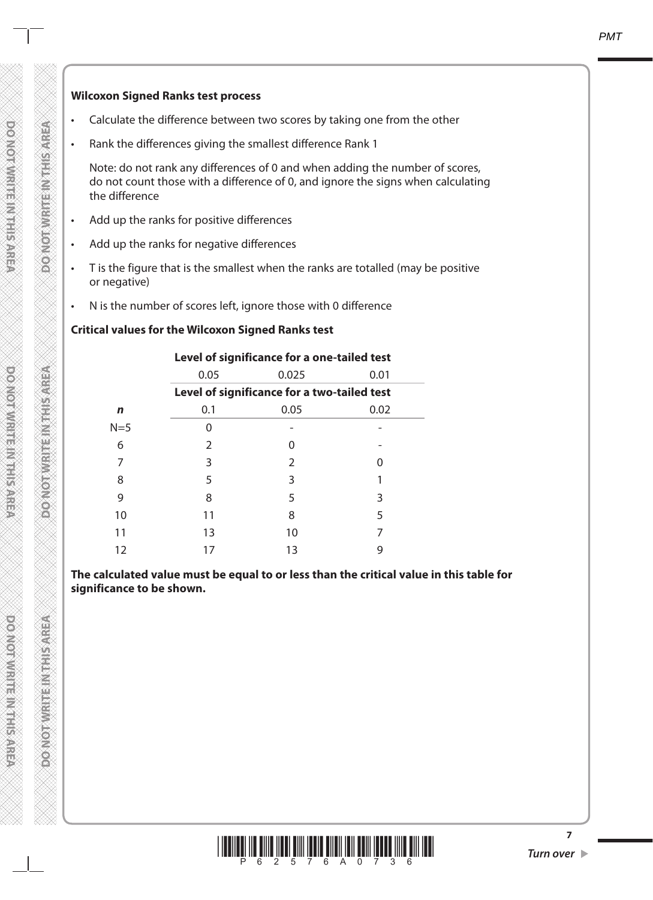**Wilcoxon Signed Ranks test process**

- Calculate the difference between two scores by taking one from the other
- Rank the differences giving the smallest difference Rank 1

  Note: do not rank any differences of 0 and when adding the number of scores, do not count those with a difference of 0, and ignore the signs when calculating the difference
- Add up the ranks for positive differences
- Add up the ranks for negative differences
- T is the figure that is the smallest when the ranks are totalled (may be positive or negative)
- N is the number of scores left, ignore those with 0 difference

**Critical values for the Wilcoxon Signed Ranks test**

| | **Level of significance for a one-tailed test** | | |
|---|---|---|---|
| | 0.05 | 0.025 | 0.01 |
| | **Level of significance for a two-tailed test** | | |
| ***n*** | 0.1 | 0.05 | 0.02 |
| N=5 | 0 | - | - |
| 6 | 2 | 0 | - |
| 7 | 3 | 2 | 0 |
| 8 | 5 | 3 | 1 |
| 9 | 8 | 5 | 3 |
| 10 | 11 | 8 | 5 |
| 11 | 13 | 10 | 7 |
| 12 | 17 | 13 | 9 |

**The calculated value must be equal to or less than the critical value in this table for significance to be shown.**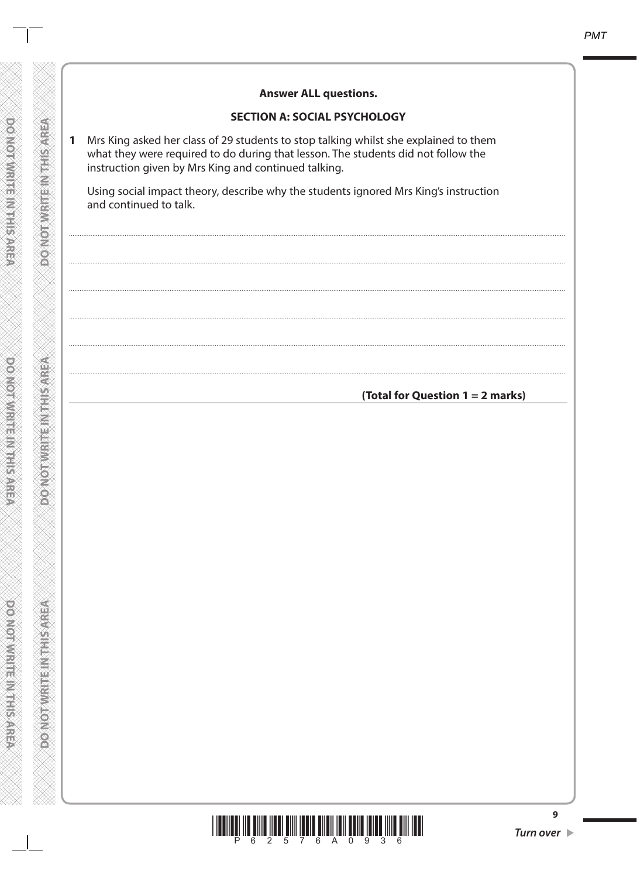**Answer ALL questions.**

## SECTION A: SOCIAL PSYCHOLOGY

**1** Mrs King asked her class of 29 students to stop talking whilst she explained to them what they were required to do during that lesson. The students did not follow the instruction given by Mrs King and continued talking.

Using social impact theory, describe why the students ignored Mrs King's instruction and continued to talk.

..............................................................................................................................................

..............................................................................................................................................

..............................................................................................................................................

..............................................................................................................................................

..............................................................................................................................................

..............................................................................................................................................

**(Total for Question 1 = 2 marks)**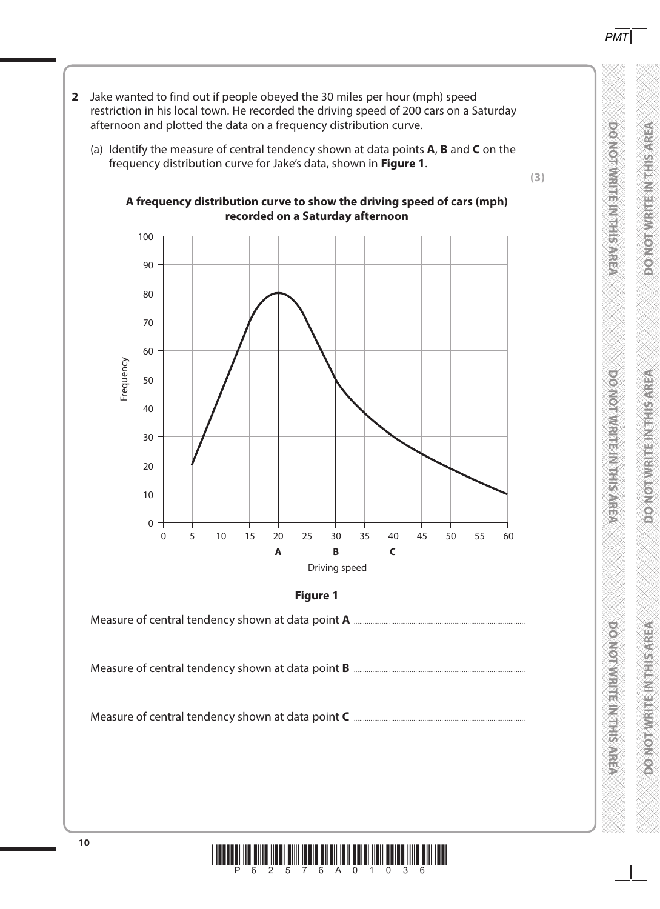**2** Jake wanted to find out if people obeyed the 30 miles per hour (mph) speed restriction in his local town. He recorded the driving speed of 200 cars on a Saturday afternoon and plotted the data on a frequency distribution curve.

(a) Identify the measure of central tendency shown at data points **A**, **B** and **C** on the frequency distribution curve for Jake's data, shown in **Figure 1**.

**(3)**

**A frequency distribution curve to show the driving speed of cars (mph) recorded on a Saturday afternoon**

**Figure 1**

Measure of central tendency shown at data point **A** ..............................................................

Measure of central tendency shown at data point **B** ..............................................................

Measure of central tendency shown at data point **C** ..............................................................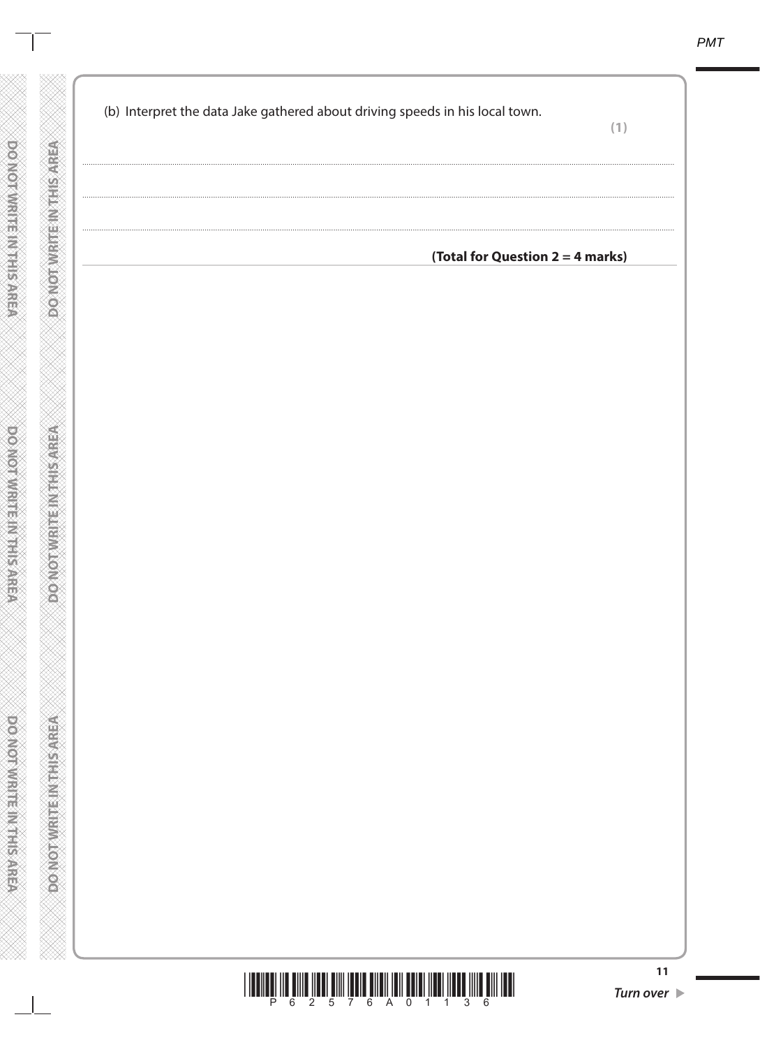(b) Interpret the data Jake gathered about driving speeds in his local town.

**(1)**

..............................................................................................................................................

..............................................................................................................................................

..............................................................................................................................................

**(Total for Question 2 = 4 marks)**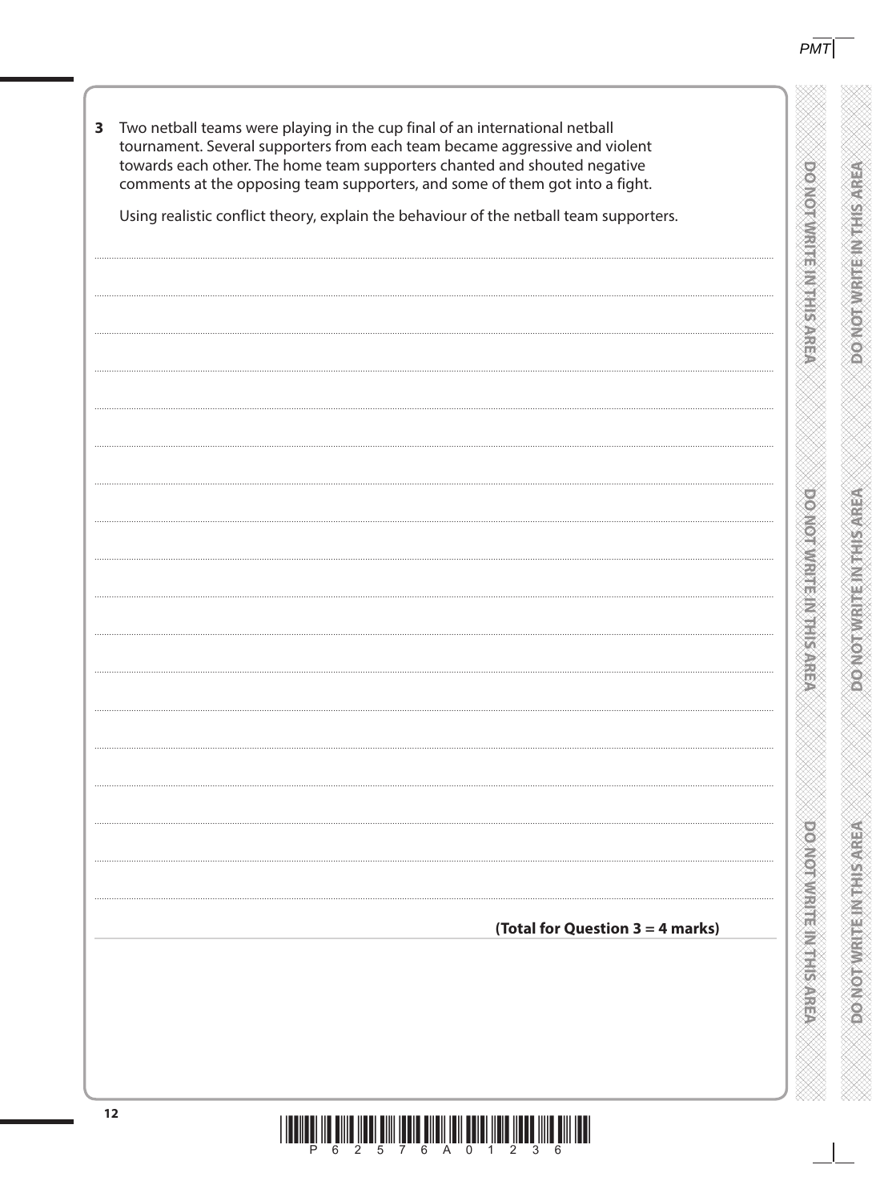**3** Two netball teams were playing in the cup final of an international netball tournament. Several supporters from each team became aggressive and violent towards each other. The home team supporters chanted and shouted negative comments at the opposing team supporters, and some of them got into a fight.

Using realistic conflict theory, explain the behaviour of the netball team supporters.

..................................................................................................................................................

..................................................................................................................................................

..................................................................................................................................................

..................................................................................................................................................

..................................................................................................................................................

..................................................................................................................................................

..................................................................................................................................................

..................................................................................................................................................

..................................................................................................................................................

..................................................................................................................................................

..................................................................................................................................................

..................................................................................................................................................

..................................................................................................................................................

..................................................................................................................................................

..................................................................................................................................................

..................................................................................................................................................

..................................................................................................................................................

**(Total for Question 3 = 4 marks)**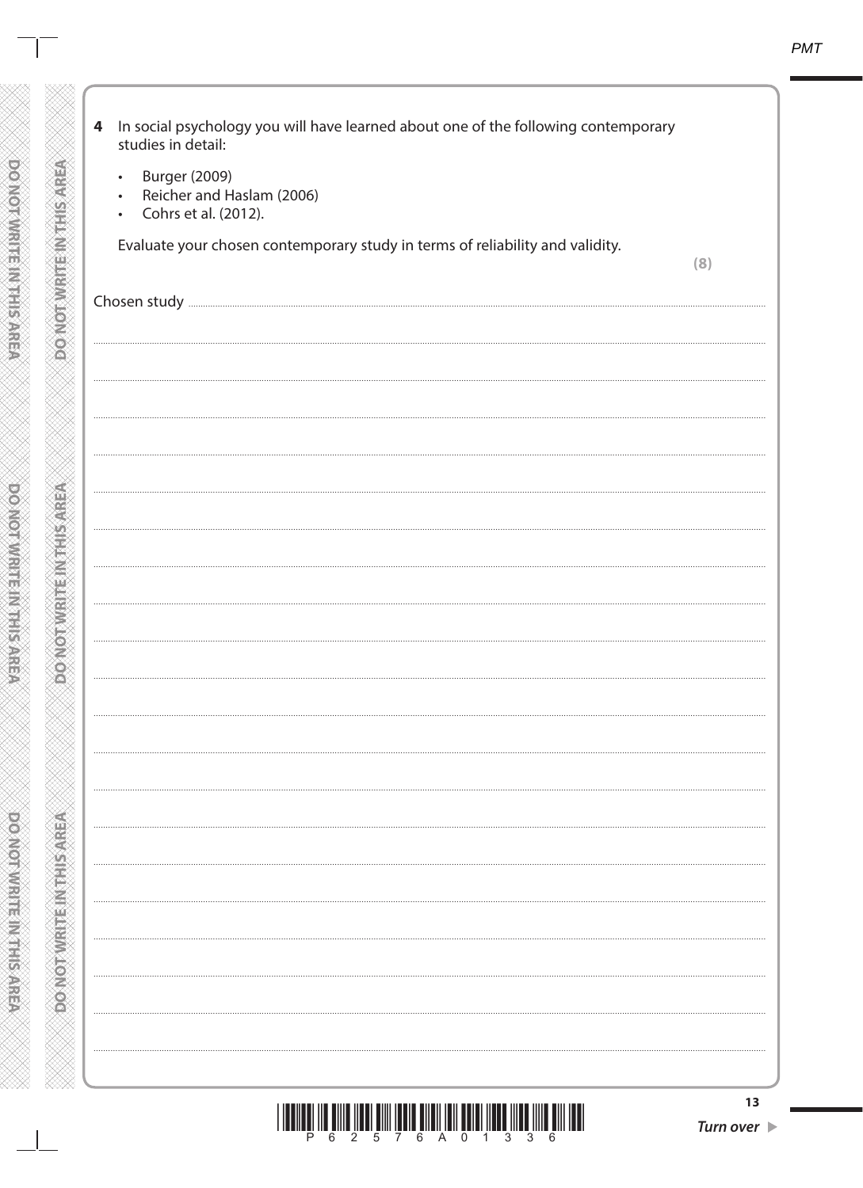**4** In social psychology you will have learned about one of the following contemporary studies in detail:

- Burger (2009)
- Reicher and Haslam (2006)
- Cohrs et al. (2012).

Evaluate your chosen contemporary study in terms of reliability and validity.

**(8)**

Chosen study ....................................................................................................................................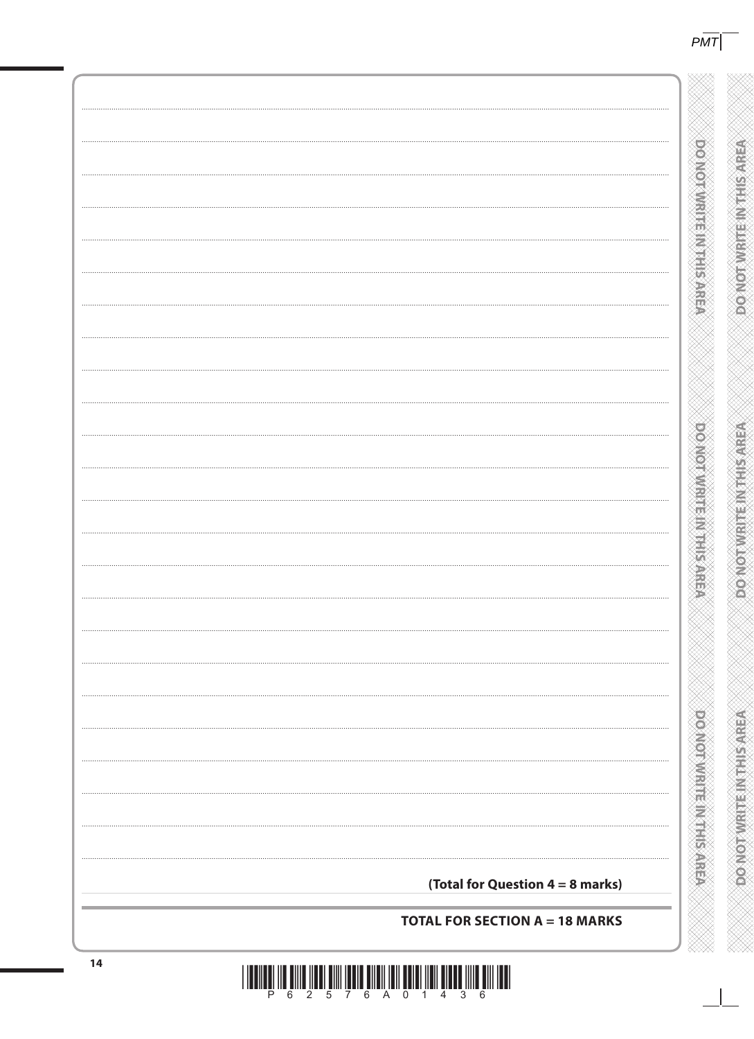**(Total for Question 4 = 8 marks)**

**TOTAL FOR SECTION A = 18 MARKS**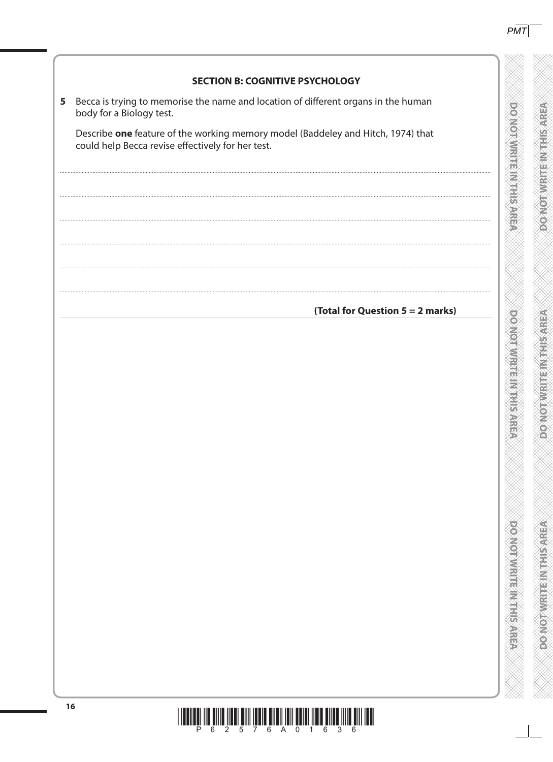## SECTION B: COGNITIVE PSYCHOLOGY

**5** Becca is trying to memorise the name and location of different organs in the human body for a Biology test.

Describe **one** feature of the working memory model (Baddeley and Hitch, 1974) that could help Becca revise effectively for her test.

.......................................................................................................................................................................................................

.......................................................................................................................................................................................................

.......................................................................................................................................................................................................

.......................................................................................................................................................................................................

.......................................................................................................................................................................................................

.......................................................................................................................................................................................................

**(Total for Question 5 = 2 marks)**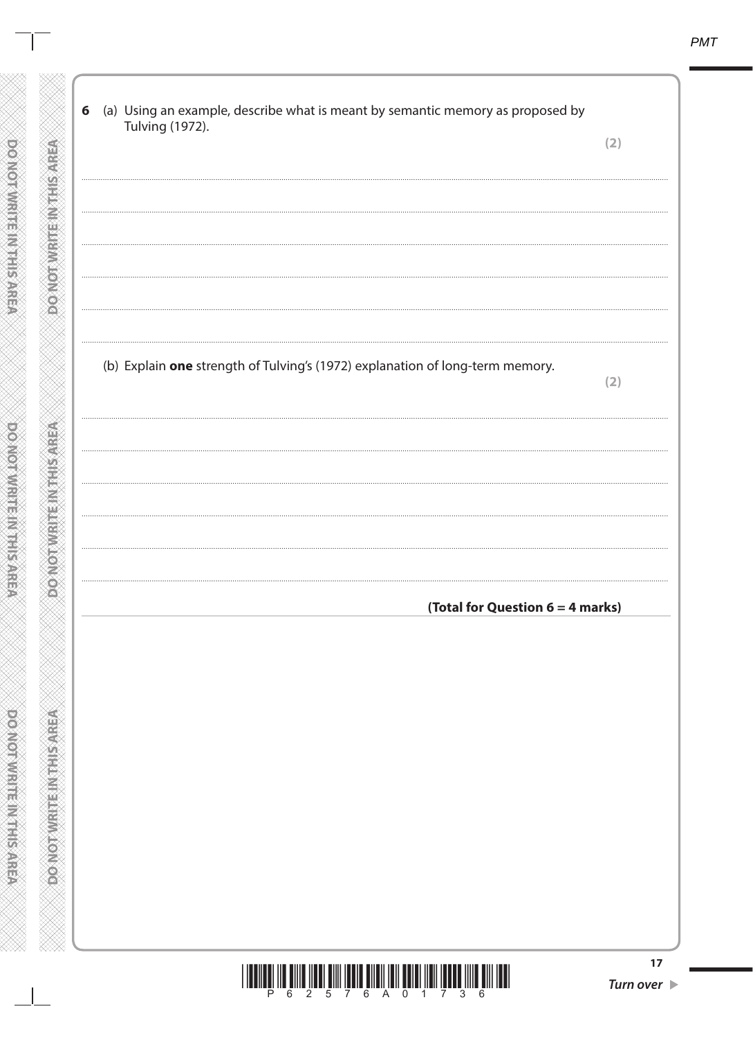**6** (a) Using an example, describe what is meant by semantic memory as proposed by Tulving (1972).

**(2)**

.................................................................................................................................................

.................................................................................................................................................

.................................................................................................................................................

.................................................................................................................................................

.................................................................................................................................................

(b) Explain **one** strength of Tulving's (1972) explanation of long-term memory.

**(2)**

.................................................................................................................................................

.................................................................................................................................................

.................................................................................................................................................

.................................................................................................................................................

.................................................................................................................................................

**(Total for Question 6 = 4 marks)**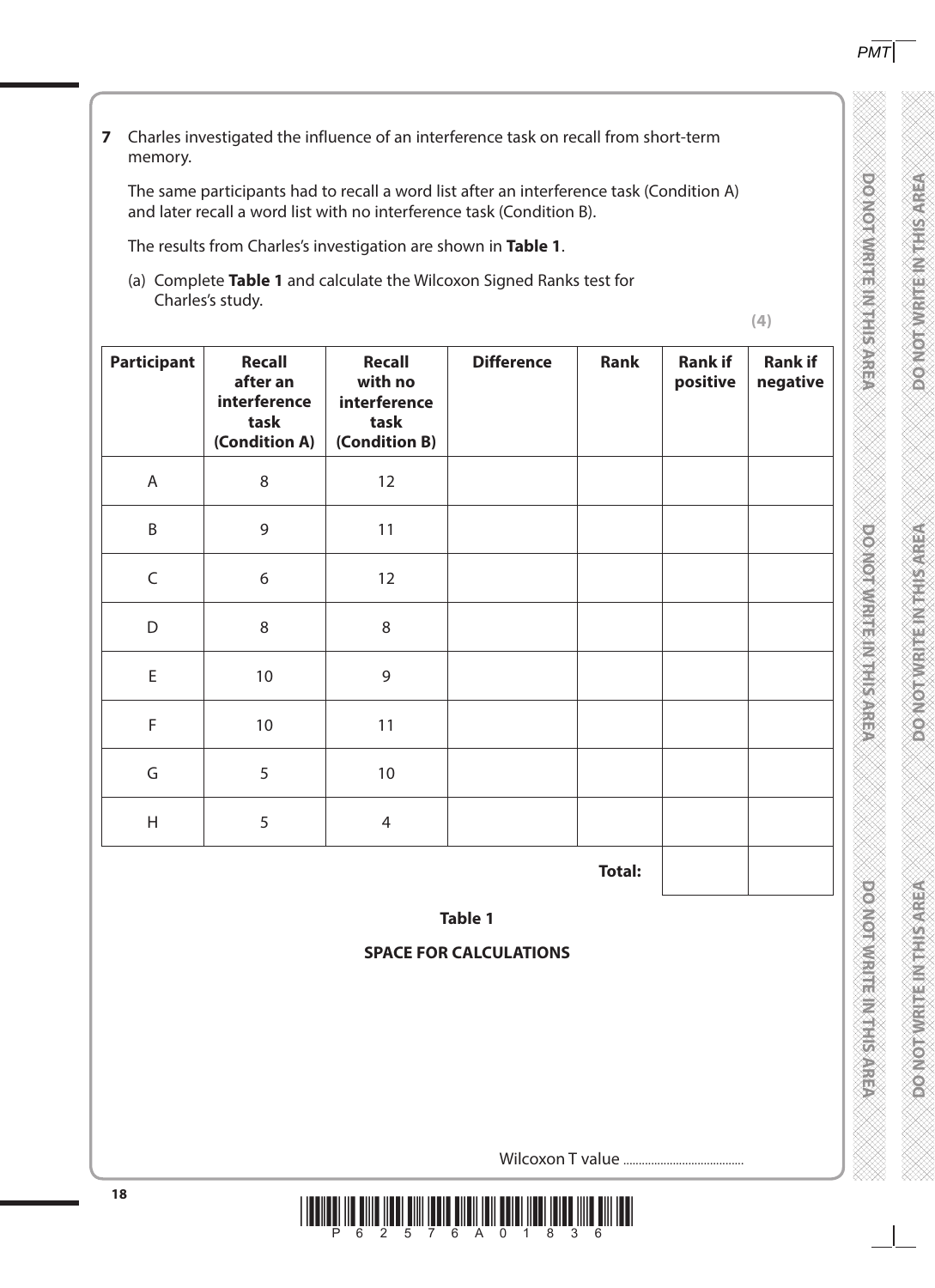**7** Charles investigated the influence of an interference task on recall from short-term memory.

The same participants had to recall a word list after an interference task (Condition A) and later recall a word list with no interference task (Condition B).

The results from Charles's investigation are shown in **Table 1**.

(a) Complete **Table 1** and calculate the Wilcoxon Signed Ranks test for Charles's study.

**(4)**

| Participant | Recall after an interference task (Condition A) | Recall with no interference task (Condition B) | Difference | Rank | Rank if positive | Rank if negative |
|---|---|---|---|---|---|---|
| A | 8 | 12 | | | | |
| B | 9 | 11 | | | | |
| C | 6 | 12 | | | | |
| D | 8 | 8 | | | | |
| E | 10 | 9 | | | | |
| F | 10 | 11 | | | | |
| G | 5 | 10 | | | | |
| H | 5 | 4 | | | | |
| | | | | **Total:** | | |

**Table 1**

**SPACE FOR CALCULATIONS**

Wilcoxon T value .......................................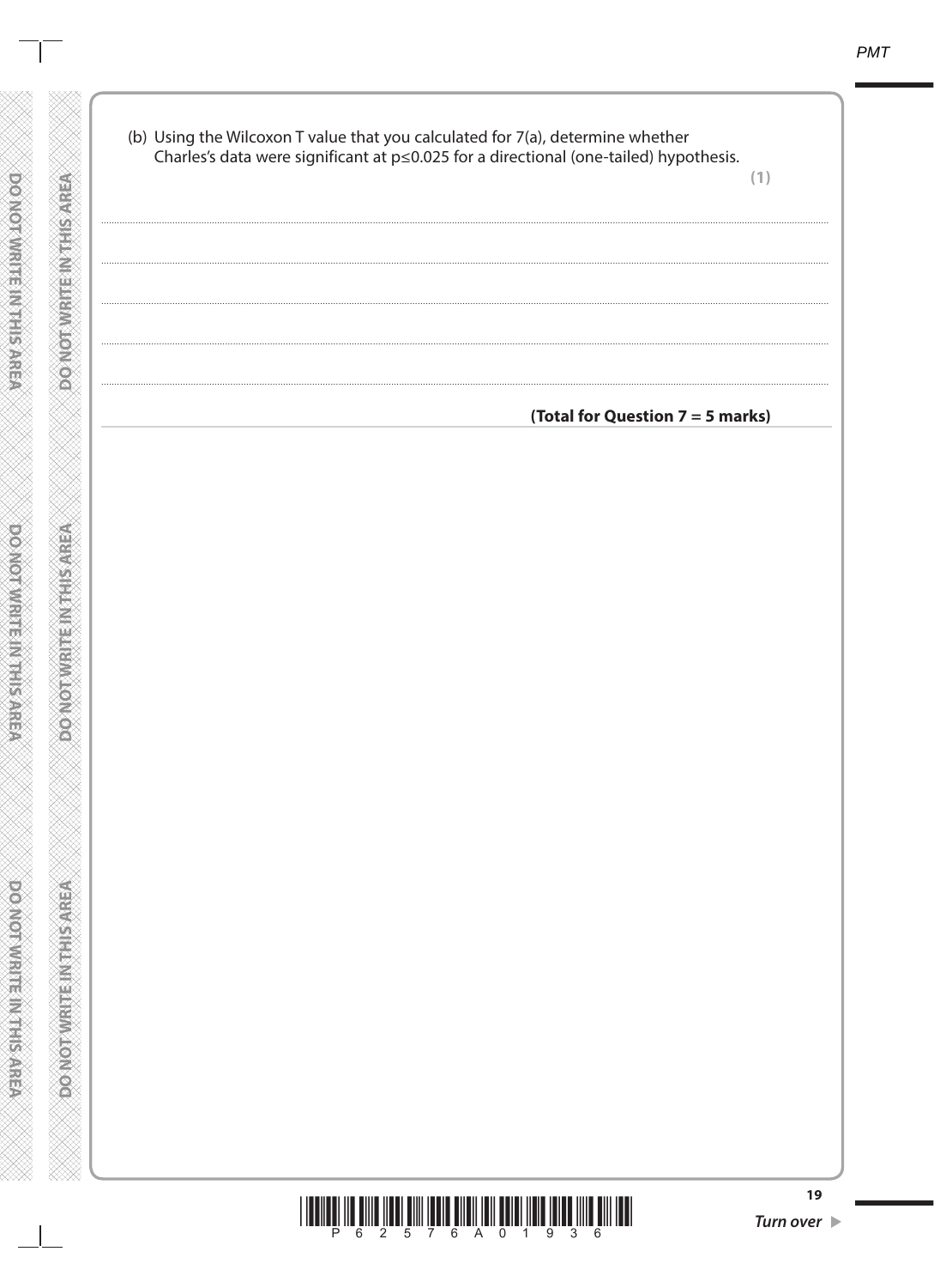(b) Using the Wilcoxon T value that you calculated for 7(a), determine whether Charles's data were significant at $p \leq 0.025$ for a directional (one-tailed) hypothesis.

**(1)**

.......................................................................................................................................................................................................................

.......................................................................................................................................................................................................................

.......................................................................................................................................................................................................................

.......................................................................................................................................................................................................................

.......................................................................................................................................................................................................................

**(Total for Question 7 = 5 marks)**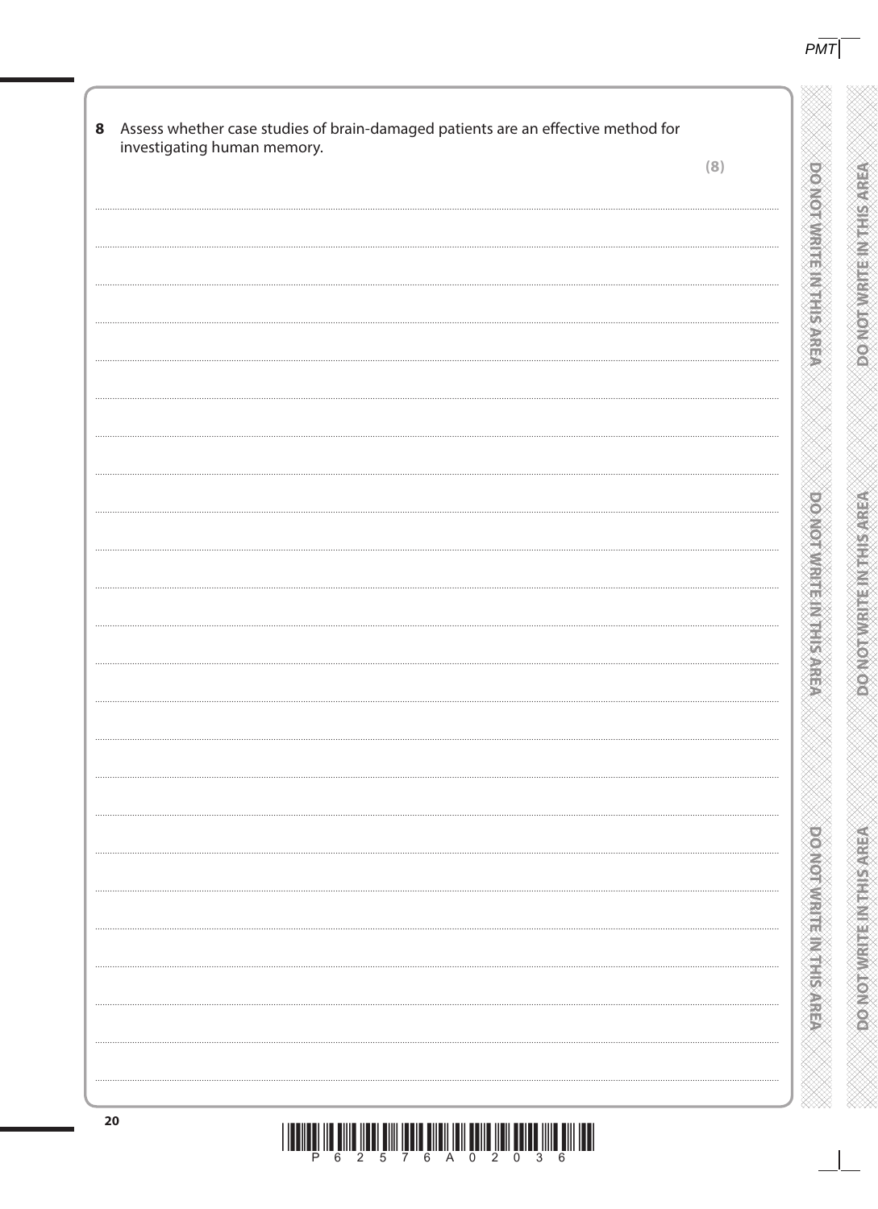**8** Assess whether case studies of brain-damaged patients are an effective method for investigating human memory.

**(8)**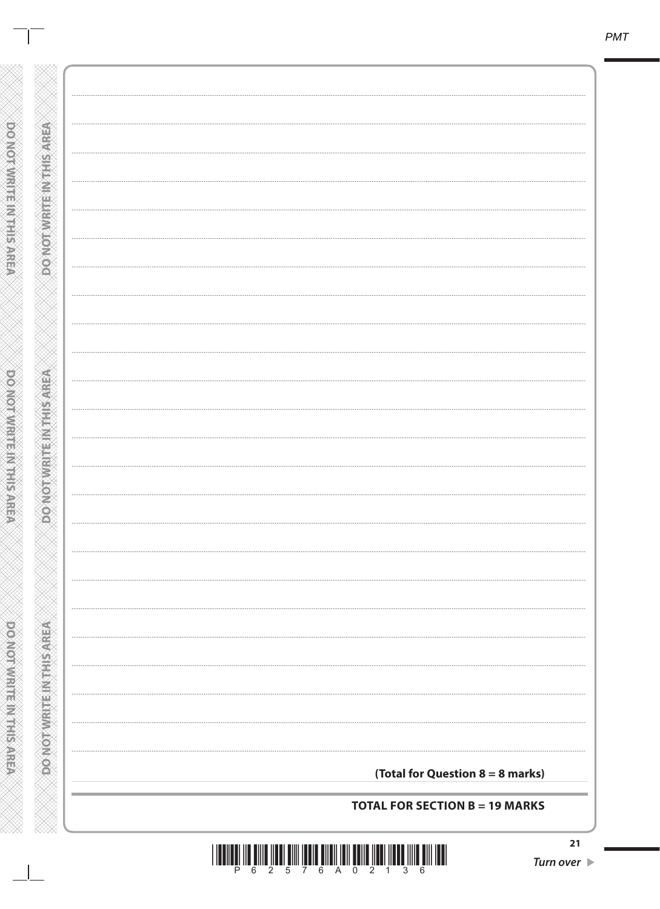**(Total for Question 8 = 8 marks)**

**TOTAL FOR SECTION B = 19 MARKS**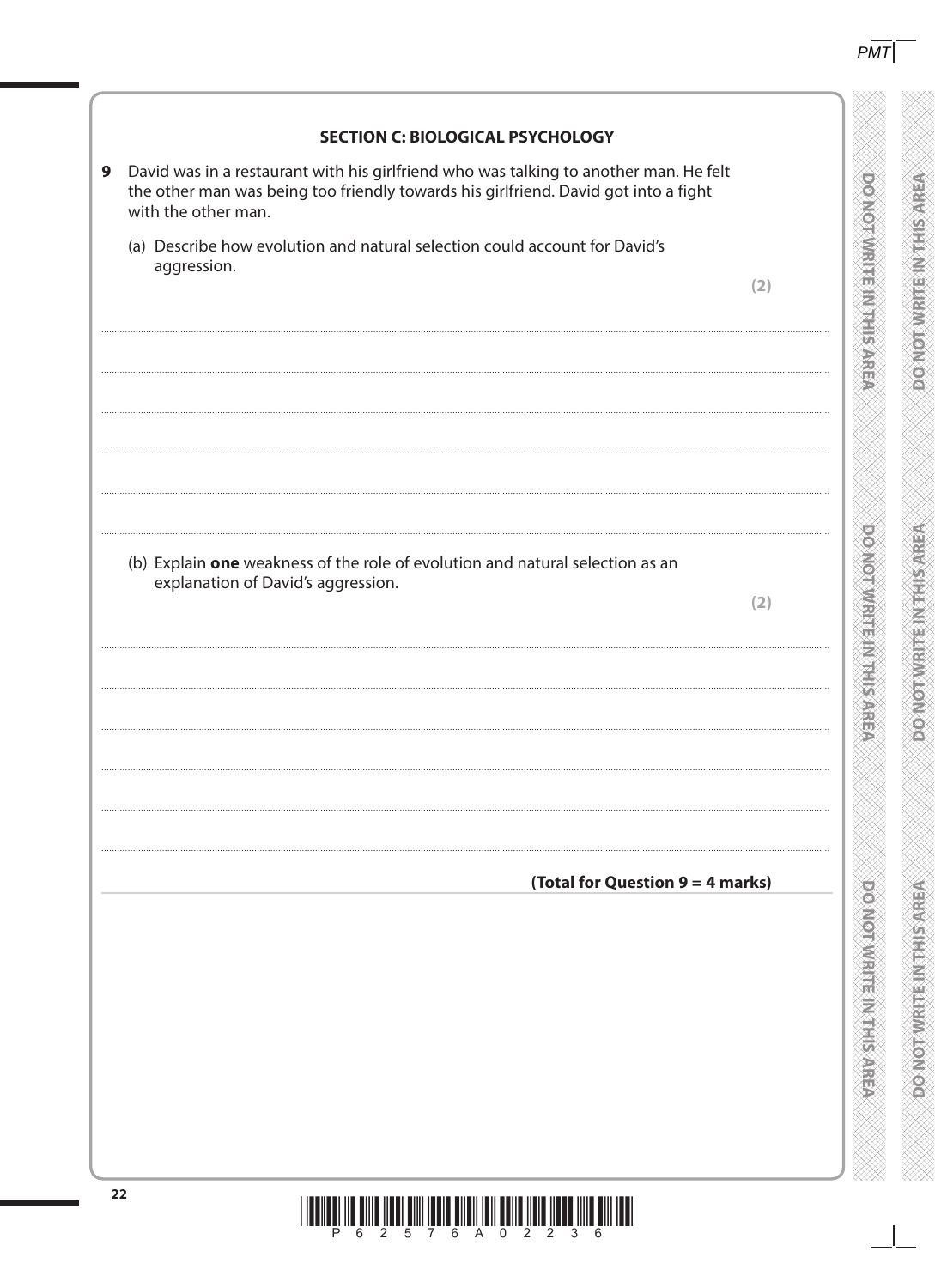## SECTION C: BIOLOGICAL PSYCHOLOGY

**9** David was in a restaurant with his girlfriend who was talking to another man. He felt the other man was being too friendly towards his girlfriend. David got into a fight with the other man.

(a) Describe how evolution and natural selection could account for David's aggression.

**(2)**

(b) Explain **one** weakness of the role of evolution and natural selection as an explanation of David's aggression.

**(2)**

**(Total for Question 9 = 4 marks)**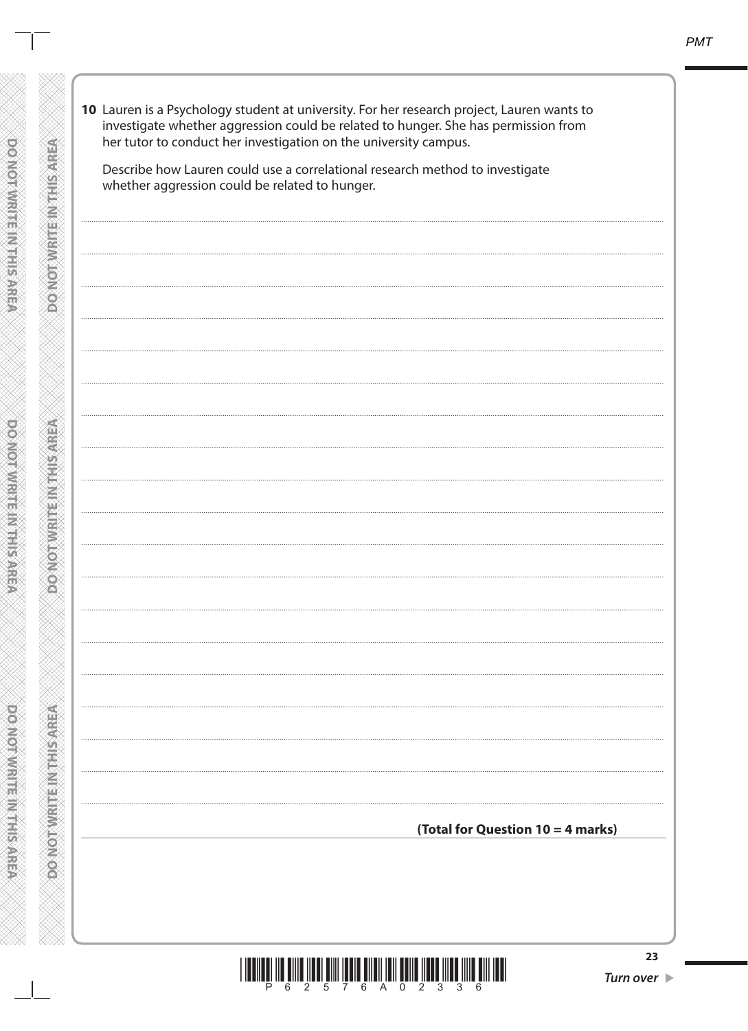**10** Lauren is a Psychology student at university. For her research project, Lauren wants to investigate whether aggression could be related to hunger. She has permission from her tutor to conduct her investigation on the university campus.

Describe how Lauren could use a correlational research method to investigate whether aggression could be related to hunger.

**(Total for Question 10 = 4 marks)**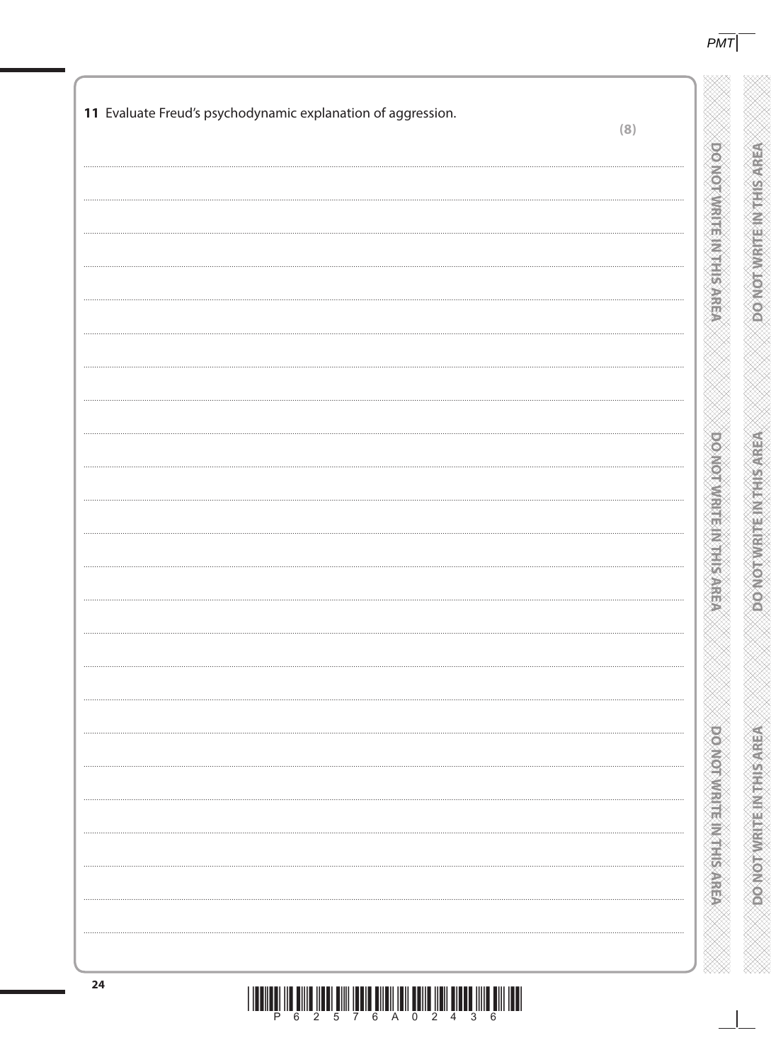**11** Evaluate Freud's psychodynamic explanation of aggression.

**(8)**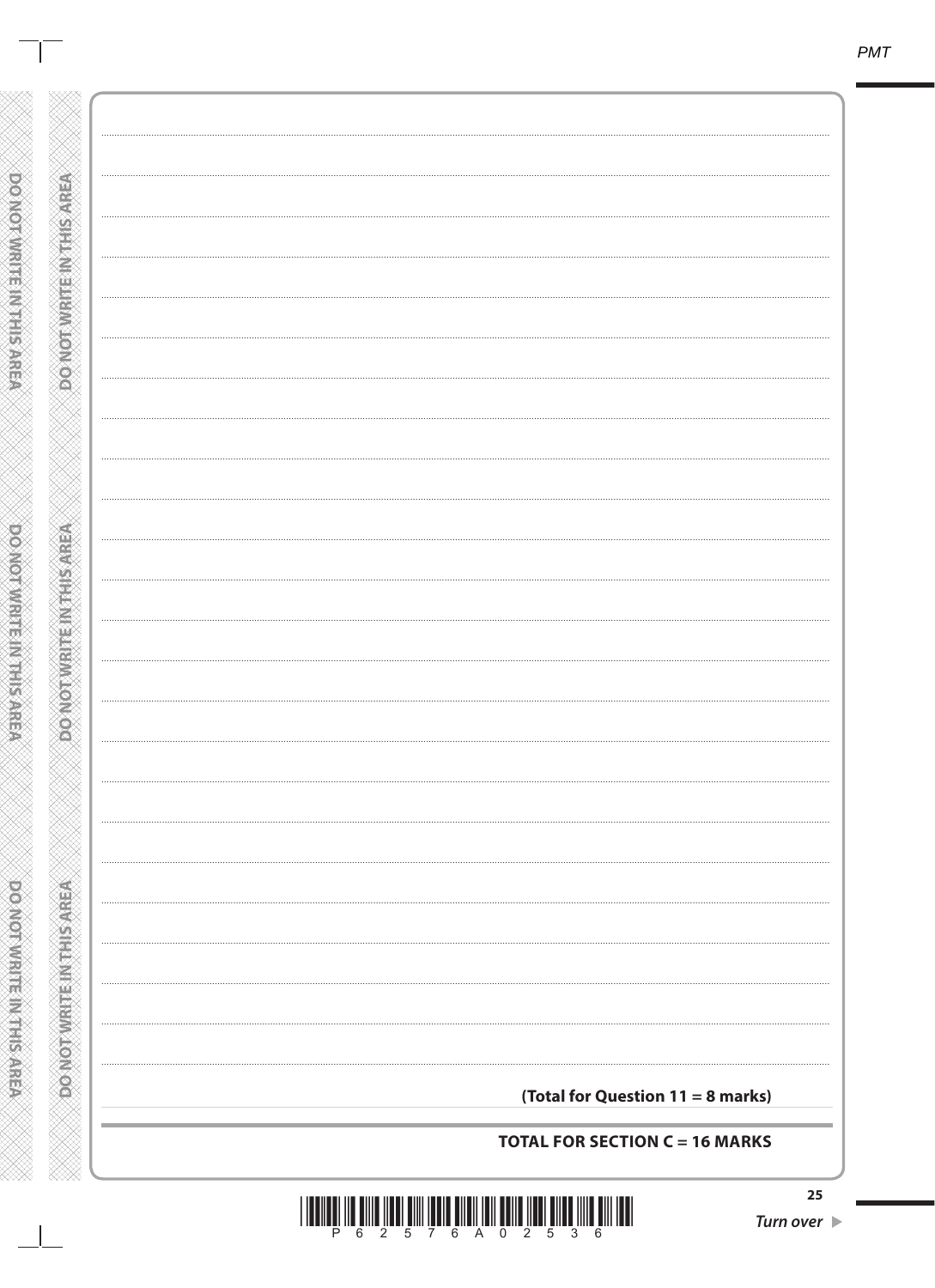**(Total for Question 11 = 8 marks)**

**TOTAL FOR SECTION C = 16 MARKS**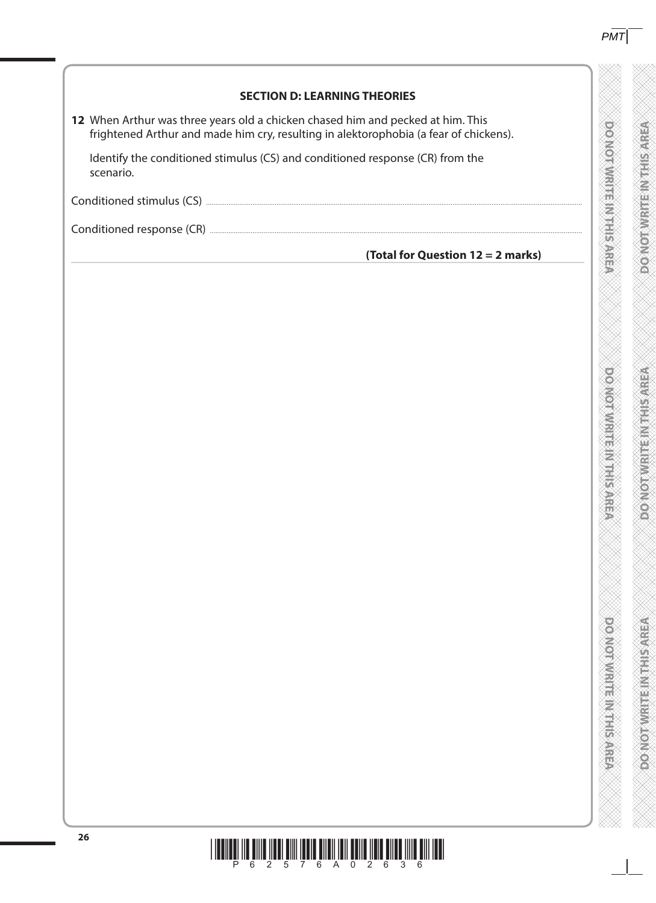## SECTION D: LEARNING THEORIES

**12** When Arthur was three years old a chicken chased him and pecked at him. This frightened Arthur and made him cry, resulting in alektorophobia (a fear of chickens).

Identify the conditioned stimulus (CS) and conditioned response (CR) from the scenario.

Conditioned stimulus (CS) ..........................................................................................

Conditioned response (CR) ..........................................................................................

**(Total for Question 12 = 2 marks)**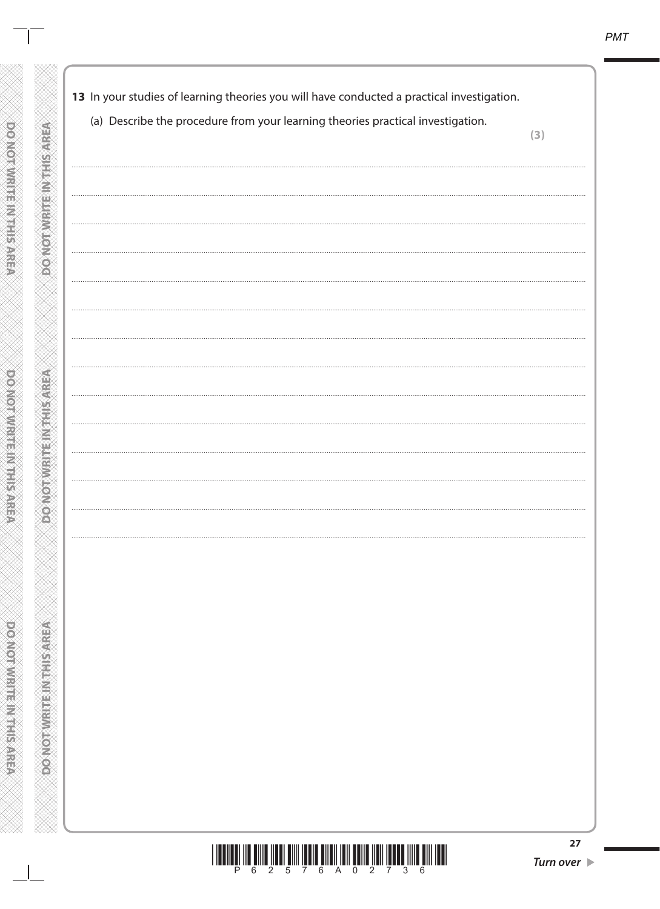**13** In your studies of learning theories you will have conducted a practical investigation.

(a) Describe the procedure from your learning theories practical investigation.

**(3)**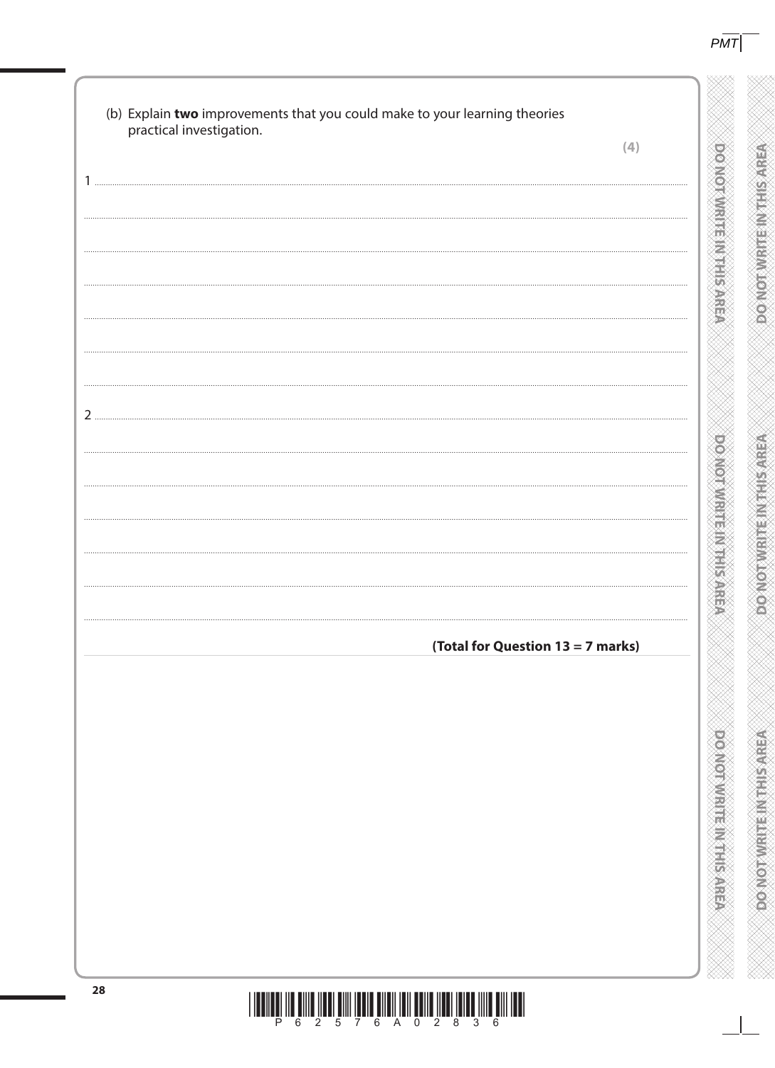(b) Explain **two** improvements that you could make to your learning theories practical investigation.

**(4)**

1 ..........

..........

..........

..........

..........

..........

2 ..........

..........

..........

..........

..........

..........

**(Total for Question 13 = 7 marks)**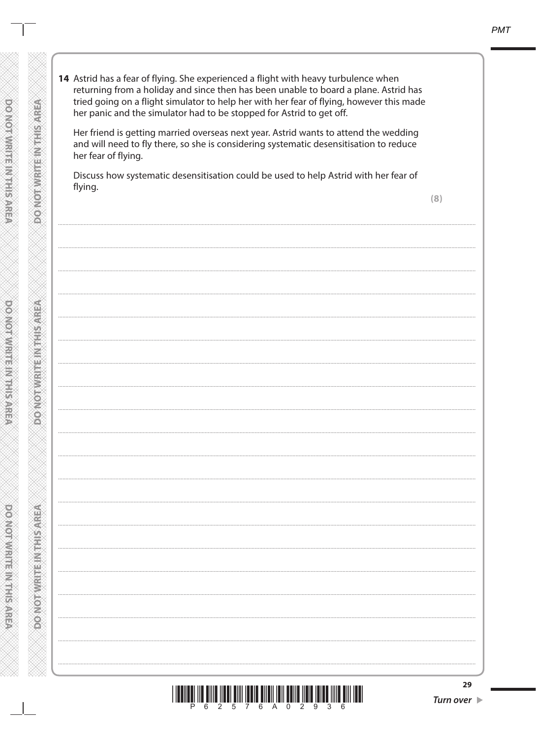**14** Astrid has a fear of flying. She experienced a flight with heavy turbulence when returning from a holiday and since then has been unable to board a plane. Astrid has tried going on a flight simulator to help her with her fear of flying, however this made her panic and the simulator had to be stopped for Astrid to get off.

Her friend is getting married overseas next year. Astrid wants to attend the wedding and will need to fly there, so she is considering systematic desensitisation to reduce her fear of flying.

Discuss how systematic desensitisation could be used to help Astrid with her fear of flying.

**(8)**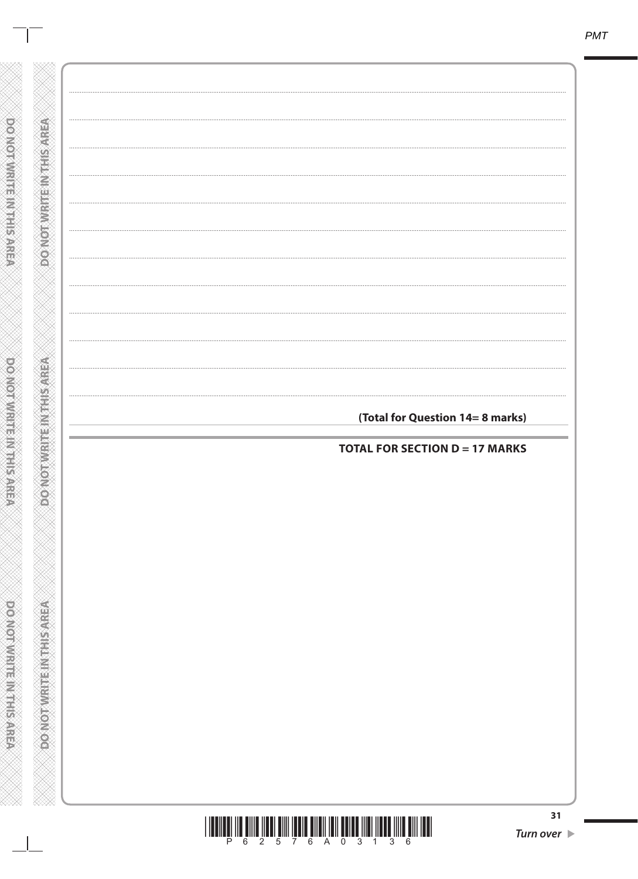**(Total for Question 14= 8 marks)**

**TOTAL FOR SECTION D = 17 MARKS**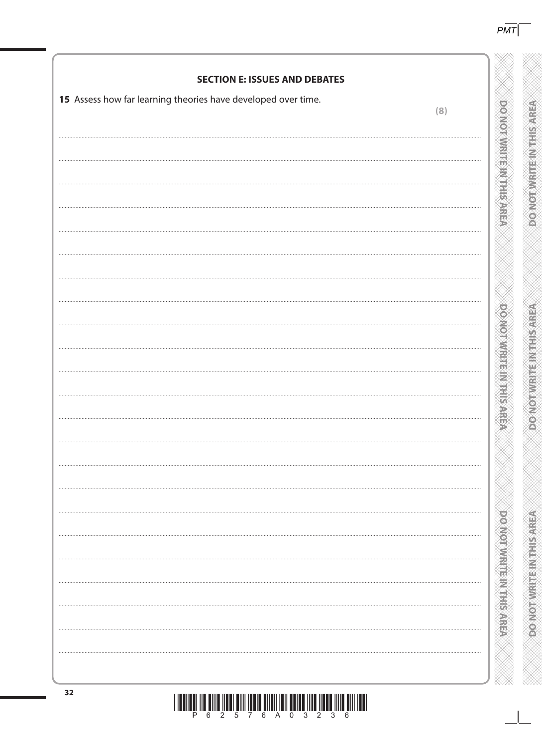**SECTION E: ISSUES AND DEBATES**

15 Assess how far learning theories have developed over time.

(8)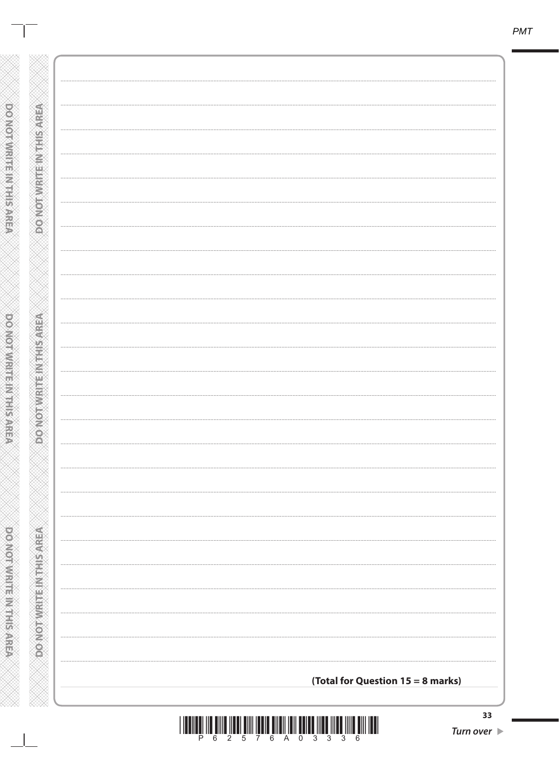**(Total for Question 15 = 8 marks)**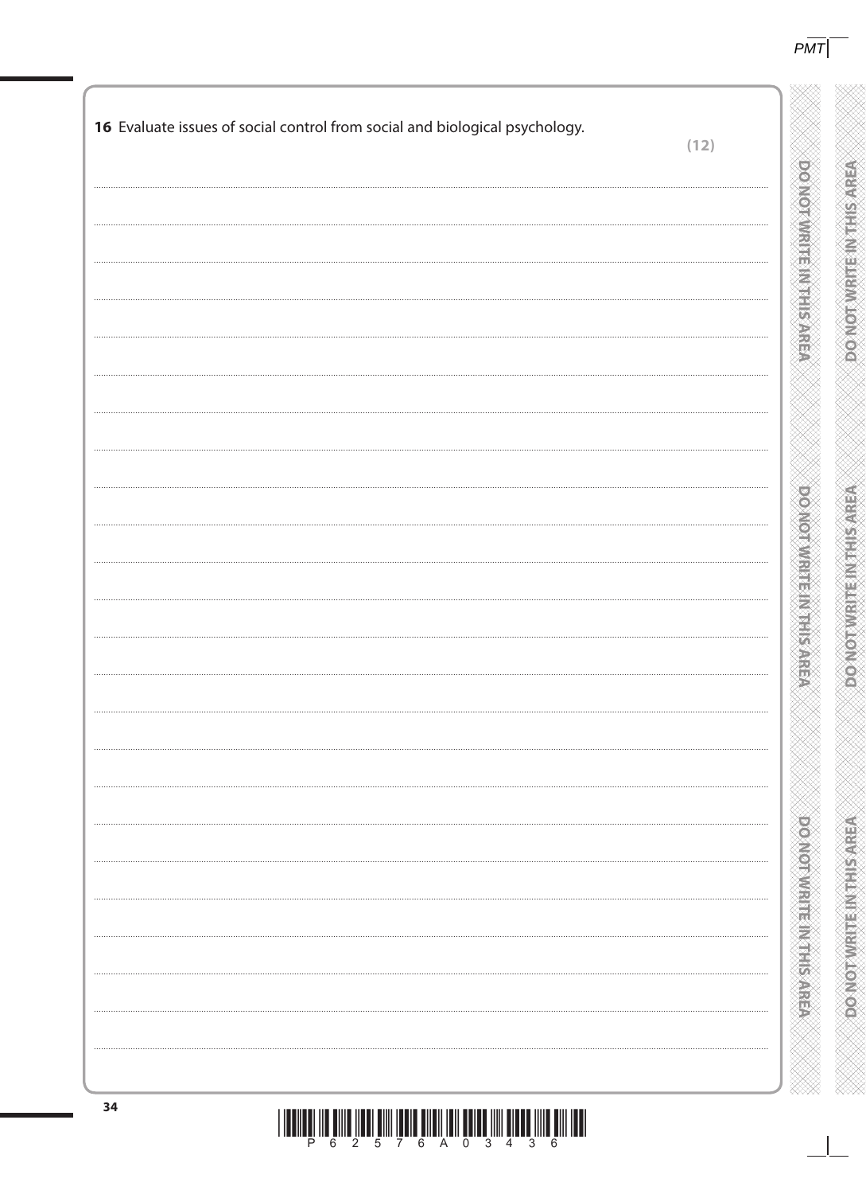**16** Evaluate issues of social control from social and biological psychology.

**(12)**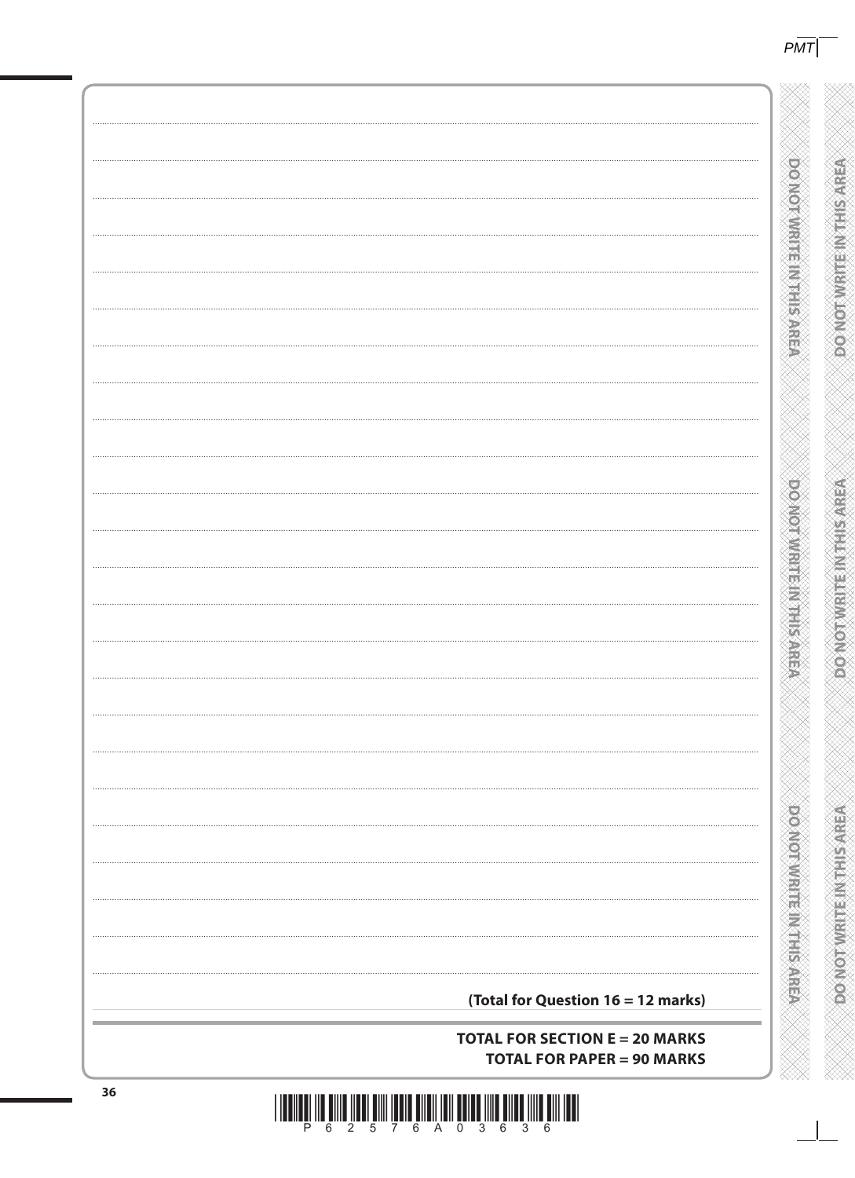**(Total for Question 16 = 12 marks)**

**TOTAL FOR SECTION E = 20 MARKS**
**TOTAL FOR PAPER = 90 MARKS**